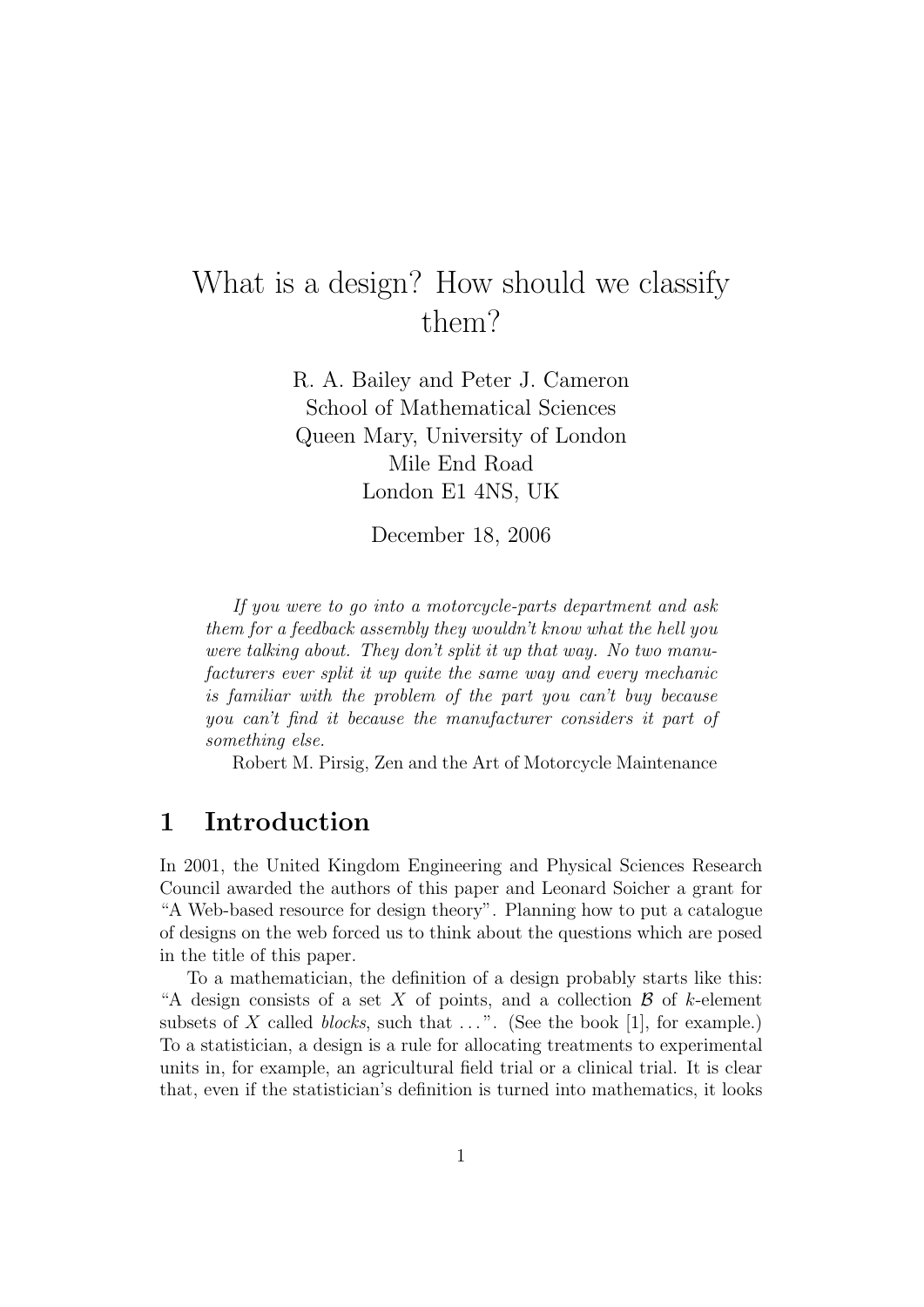# What is a design? How should we classify them?

R. A. Bailey and Peter J. Cameron
School of Mathematical Sciences
Queen Mary, University of London
Mile End Road
London E1 4NS, UK

December 18, 2006

*If you were to go into a motorcycle-parts department and ask them for a feedback assembly they wouldn't know what the hell you were talking about. They don't split it up that way. No two manufacturers ever split it up quite the same way and every mechanic is familiar with the problem of the part you can't buy because you can't find it because the manufacturer considers it part of something else.*

Robert M. Pirsig, Zen and the Art of Motorcycle Maintenance

## 1 Introduction

In 2001, the United Kingdom Engineering and Physical Sciences Research Council awarded the authors of this paper and Leonard Soicher a grant for "A Web-based resource for design theory". Planning how to put a catalogue of designs on the web forced us to think about the questions which are posed in the title of this paper.

To a mathematician, the definition of a design probably starts like this: "A design consists of a set $X$ of points, and a collection $\mathcal{B}$ of $k$-element subsets of $X$ called *blocks*, such that ...". (See the book [1], for example.) To a statistician, a design is a rule for allocating treatments to experimental units in, for example, an agricultural field trial or a clinical trial. It is clear that, even if the statistician's definition is turned into mathematics, it looks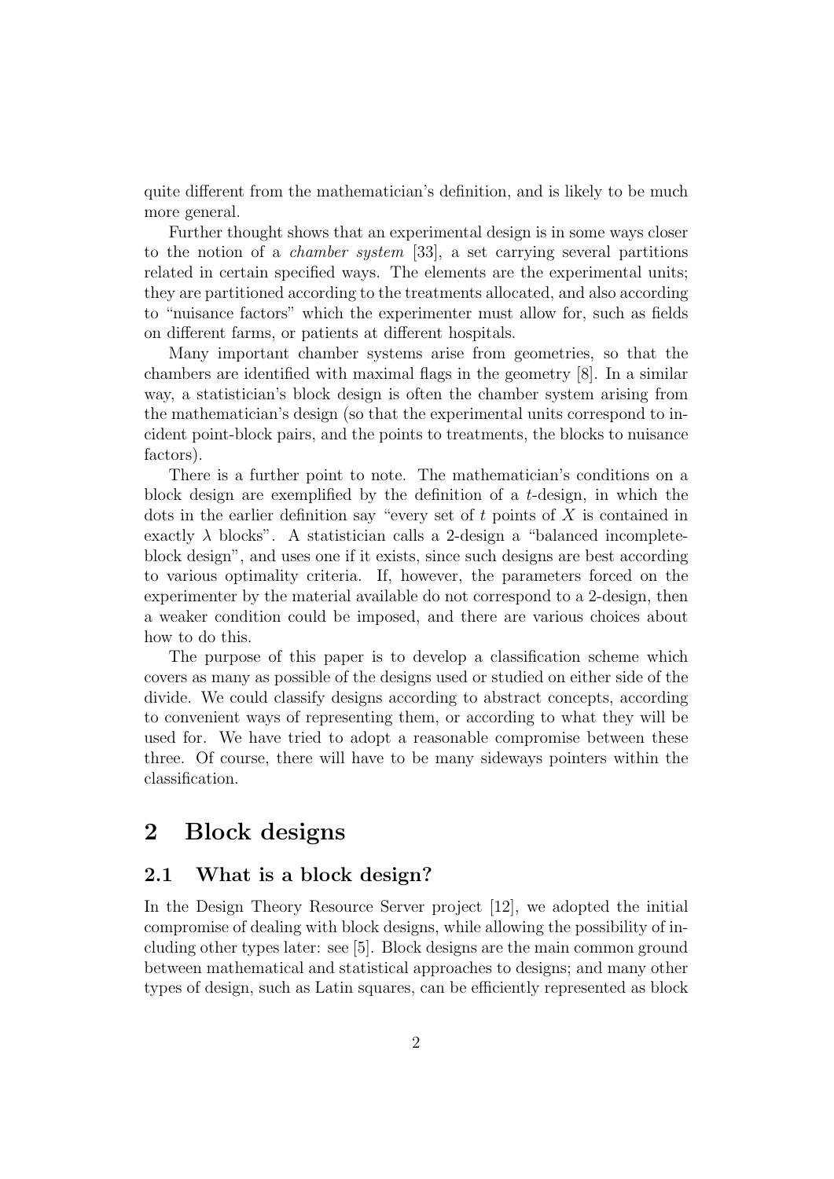quite different from the mathematician's definition, and is likely to be much more general.

Further thought shows that an experimental design is in some ways closer to the notion of a *chamber system* [33], a set carrying several partitions related in certain specified ways. The elements are the experimental units; they are partitioned according to the treatments allocated, and also according to "nuisance factors" which the experimenter must allow for, such as fields on different farms, or patients at different hospitals.

Many important chamber systems arise from geometries, so that the chambers are identified with maximal flags in the geometry [8]. In a similar way, a statistician's block design is often the chamber system arising from the mathematician's design (so that the experimental units correspond to incident point-block pairs, and the points to treatments, the blocks to nuisance factors).

There is a further point to note. The mathematician's conditions on a block design are exemplified by the definition of a $t$-design, in which the dots in the earlier definition say "every set of $t$ points of $X$ is contained in exactly $\lambda$ blocks". A statistician calls a 2-design a "balanced incomplete-block design", and uses one if it exists, since such designs are best according to various optimality criteria. If, however, the parameters forced on the experimenter by the material available do not correspond to a 2-design, then a weaker condition could be imposed, and there are various choices about how to do this.

The purpose of this paper is to develop a classification scheme which covers as many as possible of the designs used or studied on either side of the divide. We could classify designs according to abstract concepts, according to convenient ways of representing them, or according to what they will be used for. We have tried to adopt a reasonable compromise between these three. Of course, there will have to be many sideways pointers within the classification.

# 2 Block designs

## 2.1 What is a block design?

In the Design Theory Resource Server project [12], we adopted the initial compromise of dealing with block designs, while allowing the possibility of including other types later: see [5]. Block designs are the main common ground between mathematical and statistical approaches to designs; and many other types of design, such as Latin squares, can be efficiently represented as block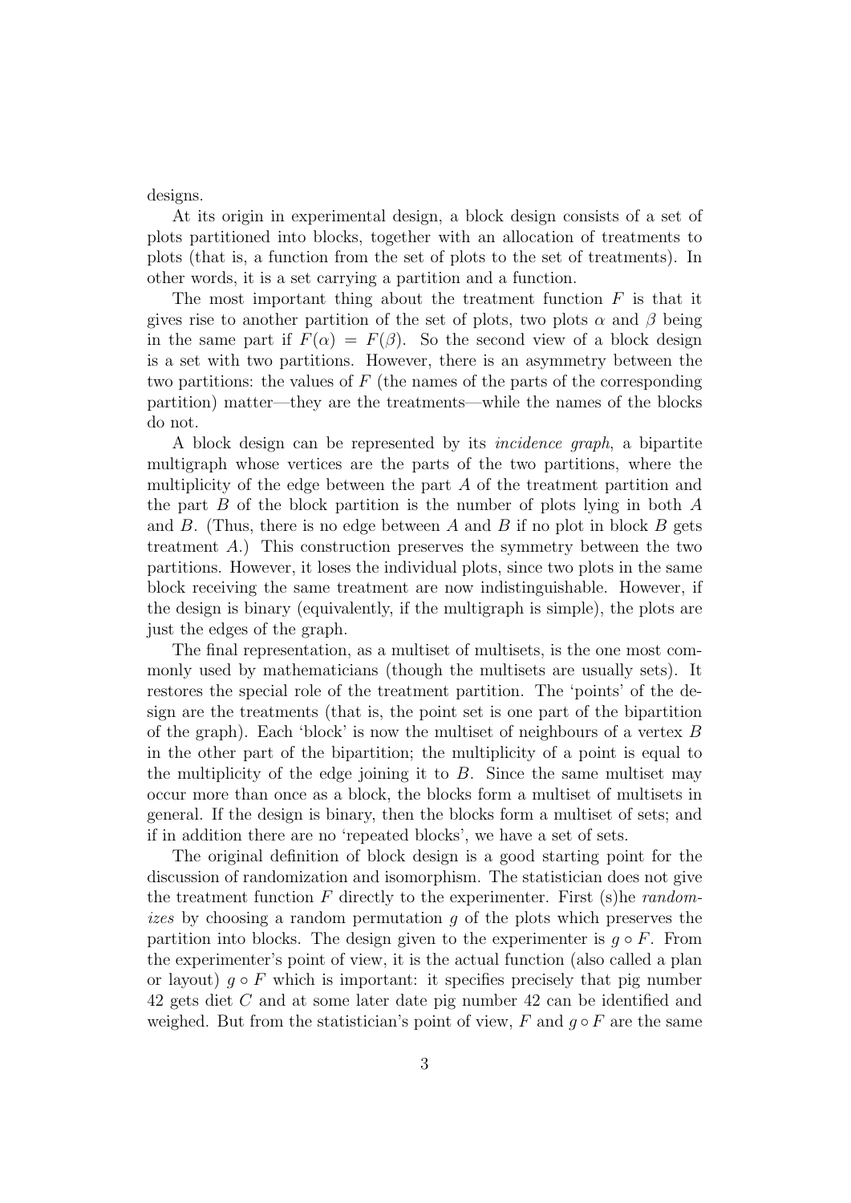designs.

At its origin in experimental design, a block design consists of a set of plots partitioned into blocks, together with an allocation of treatments to plots (that is, a function from the set of plots to the set of treatments). In other words, it is a set carrying a partition and a function.

The most important thing about the treatment function $F$ is that it gives rise to another partition of the set of plots, two plots $\alpha$ and $\beta$ being in the same part if $F(\alpha) = F(\beta)$. So the second view of a block design is a set with two partitions. However, there is an asymmetry between the two partitions: the values of $F$ (the names of the parts of the corresponding partition) matter—they are the treatments—while the names of the blocks do not.

A block design can be represented by its *incidence graph*, a bipartite multigraph whose vertices are the parts of the two partitions, where the multiplicity of the edge between the part $A$ of the treatment partition and the part $B$ of the block partition is the number of plots lying in both $A$ and $B$. (Thus, there is no edge between $A$ and $B$ if no plot in block $B$ gets treatment $A$.) This construction preserves the symmetry between the two partitions. However, it loses the individual plots, since two plots in the same block receiving the same treatment are now indistinguishable. However, if the design is binary (equivalently, if the multigraph is simple), the plots are just the edges of the graph.

The final representation, as a multiset of multisets, is the one most commonly used by mathematicians (though the multisets are usually sets). It restores the special role of the treatment partition. The 'points' of the design are the treatments (that is, the point set is one part of the bipartition of the graph). Each 'block' is now the multiset of neighbours of a vertex $B$ in the other part of the bipartition; the multiplicity of a point is equal to the multiplicity of the edge joining it to $B$. Since the same multiset may occur more than once as a block, the blocks form a multiset of multisets in general. If the design is binary, then the blocks form a multiset of sets; and if in addition there are no 'repeated blocks', we have a set of sets.

The original definition of block design is a good starting point for the discussion of randomization and isomorphism. The statistician does not give the treatment function $F$ directly to the experimenter. First (s)he *randomizes* by choosing a random permutation $g$ of the plots which preserves the partition into blocks. The design given to the experimenter is $g \circ F$. From the experimenter's point of view, it is the actual function (also called a plan or layout) $g \circ F$ which is important: it specifies precisely that pig number 42 gets diet $C$ and at some later date pig number 42 can be identified and weighed. But from the statistician's point of view, $F$ and $g \circ F$ are the same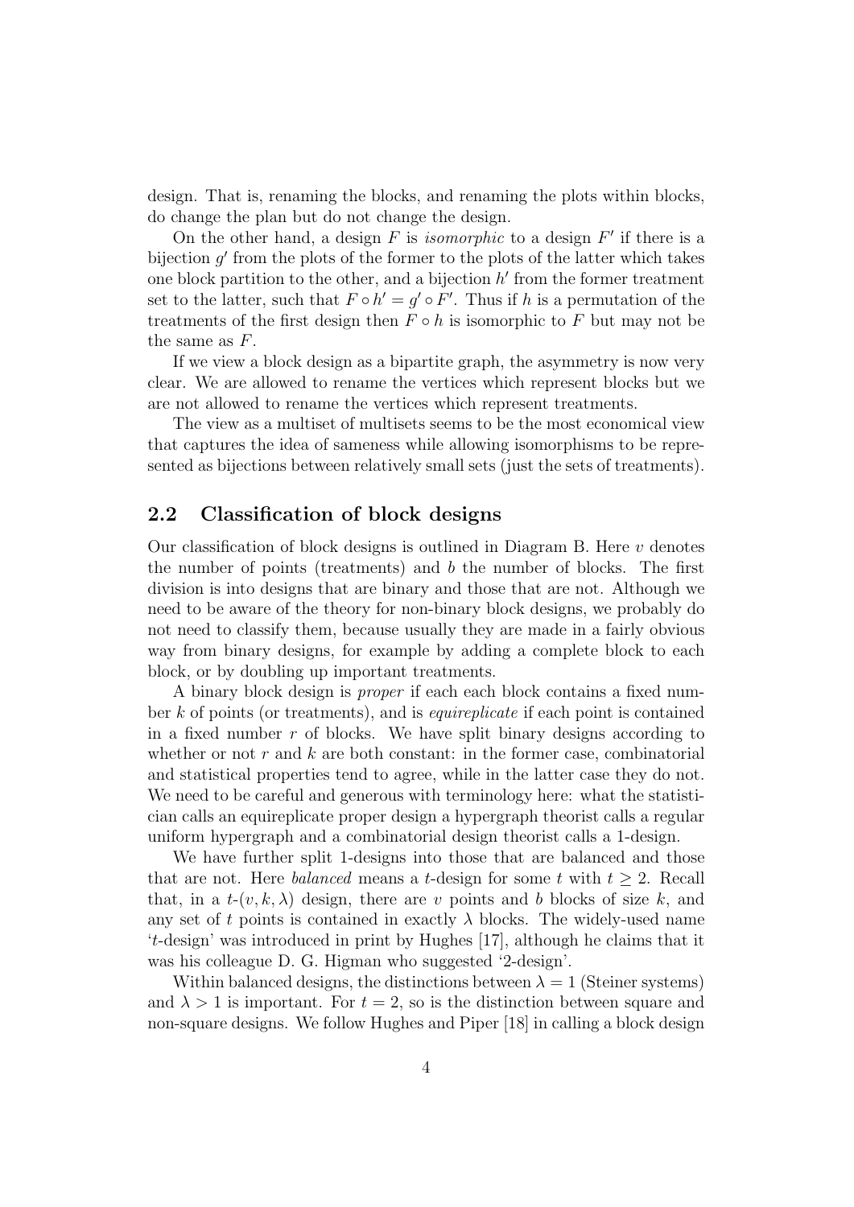design. That is, renaming the blocks, and renaming the plots within blocks, do change the plan but do not change the design.

On the other hand, a design $F$ is *isomorphic* to a design $F'$ if there is a bijection $g'$ from the plots of the former to the plots of the latter which takes one block partition to the other, and a bijection $h'$ from the former treatment set to the latter, such that $F \circ h' = g' \circ F'$. Thus if $h$ is a permutation of the treatments of the first design then $F \circ h$ is isomorphic to $F$ but may not be the same as $F$.

If we view a block design as a bipartite graph, the asymmetry is now very clear. We are allowed to rename the vertices which represent blocks but we are not allowed to rename the vertices which represent treatments.

The view as a multiset of multisets seems to be the most economical view that captures the idea of sameness while allowing isomorphisms to be represented as bijections between relatively small sets (just the sets of treatments).

## 2.2 Classification of block designs

Our classification of block designs is outlined in Diagram B. Here $v$ denotes the number of points (treatments) and $b$ the number of blocks. The first division is into designs that are binary and those that are not. Although we need to be aware of the theory for non-binary block designs, we probably do not need to classify them, because usually they are made in a fairly obvious way from binary designs, for example by adding a complete block to each block, or by doubling up important treatments.

A binary block design is *proper* if each each block contains a fixed number $k$ of points (or treatments), and is *equireplicate* if each point is contained in a fixed number $r$ of blocks. We have split binary designs according to whether or not $r$ and $k$ are both constant: in the former case, combinatorial and statistical properties tend to agree, while in the latter case they do not. We need to be careful and generous with terminology here: what the statistician calls an equireplicate proper design a hypergraph theorist calls a regular uniform hypergraph and a combinatorial design theorist calls a 1-design.

We have further split 1-designs into those that are balanced and those that are not. Here *balanced* means a $t$-design for some $t$ with $t \geq 2$. Recall that, in a $t$-$(v, k, \lambda)$ design, there are $v$ points and $b$ blocks of size $k$, and any set of $t$ points is contained in exactly $\lambda$ blocks. The widely-used name '$t$-design' was introduced in print by Hughes [17], although he claims that it was his colleague D. G. Higman who suggested '2-design'.

Within balanced designs, the distinctions between $\lambda = 1$ (Steiner systems) and $\lambda > 1$ is important. For $t = 2$, so is the distinction between square and non-square designs. We follow Hughes and Piper [18] in calling a block design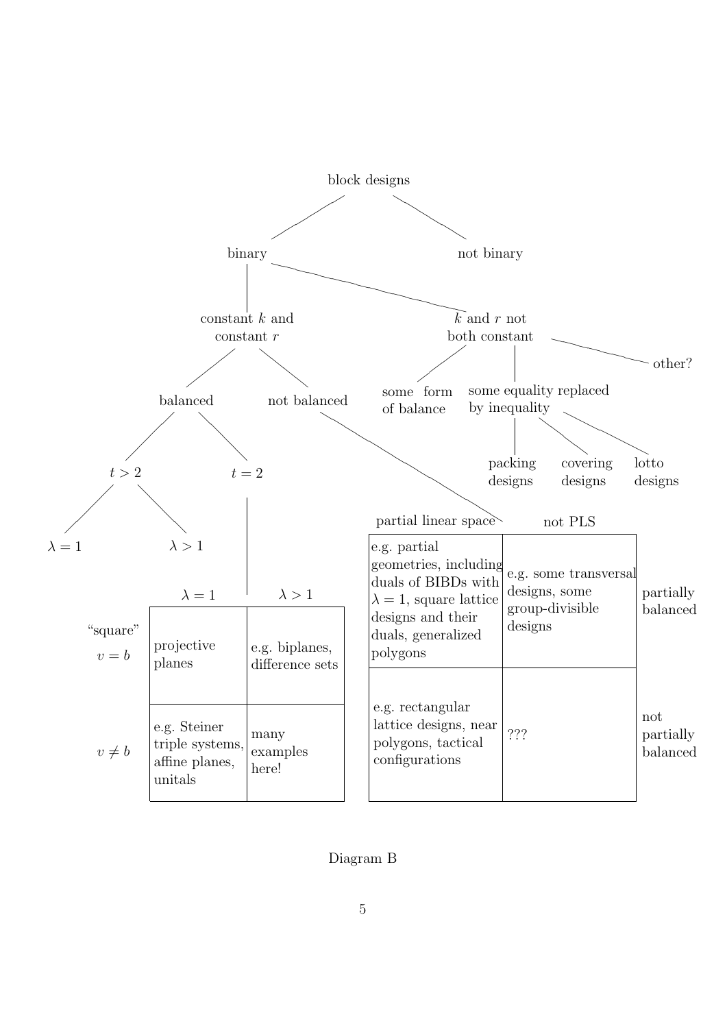block designs

- binary
  - constant $k$ and constant $r$
    - balanced
      - $t > 2$
        - $\lambda = 1$
        - $\lambda > 1$
      - $t = 2$
    - not balanced
  - $k$ and $r$ not both constant
    - some form of balance
    - some equality replaced by inequality
      - packing designs
      - covering designs
      - lotto designs
    - other?
- not binary

$t = 2$:

| | $\lambda = 1$ | $\lambda > 1$ |
|---|---|---|
| "square" $v = b$ | projective planes | e.g. biplanes, difference sets |
| $v \neq b$ | e.g. Steiner triple systems, affine planes, unitals | many examples here! |

not balanced:

| | partial linear space | not PLS |
|---|---|---|
| partially balanced | e.g. partial geometries, including duals of BIBDs with $\lambda = 1$, square lattice designs and their duals, generalized polygons | e.g. some transversal designs, some group-divisible designs |
| not partially balanced | e.g. rectangular lattice designs, near polygons, tactical configurations | ??? |

Diagram B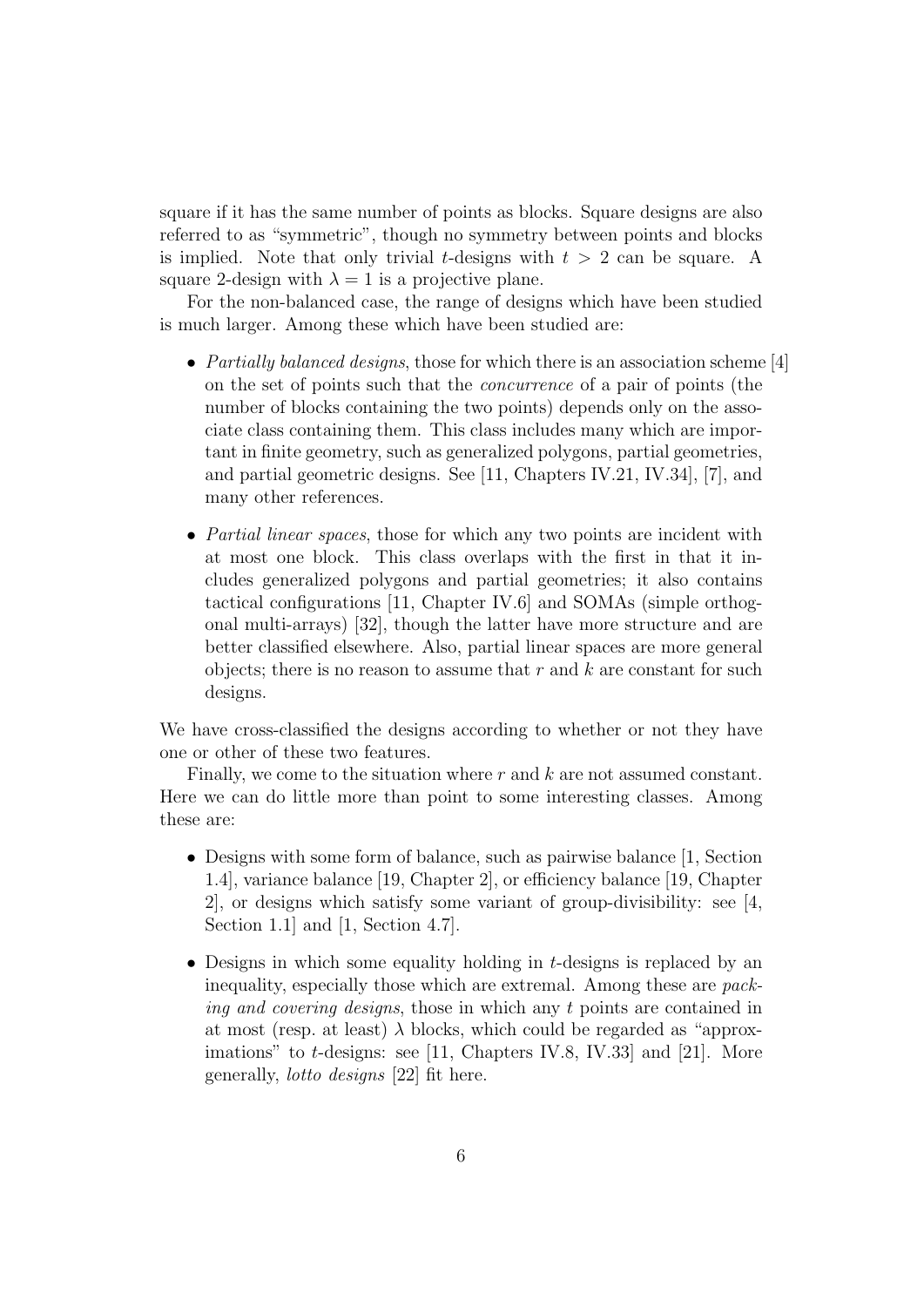square if it has the same number of points as blocks. Square designs are also referred to as "symmetric", though no symmetry between points and blocks is implied. Note that only trivial $t$-designs with $t > 2$ can be square. A square 2-design with $\lambda = 1$ is a projective plane.

For the non-balanced case, the range of designs which have been studied is much larger. Among these which have been studied are:

- *Partially balanced designs*, those for which there is an association scheme [4] on the set of points such that the *concurrence* of a pair of points (the number of blocks containing the two points) depends only on the associate class containing them. This class includes many which are important in finite geometry, such as generalized polygons, partial geometries, and partial geometric designs. See [11, Chapters IV.21, IV.34], [7], and many other references.
- *Partial linear spaces*, those for which any two points are incident with at most one block. This class overlaps with the first in that it includes generalized polygons and partial geometries; it also contains tactical configurations [11, Chapter IV.6] and SOMAs (simple orthogonal multi-arrays) [32], though the latter have more structure and are better classified elsewhere. Also, partial linear spaces are more general objects; there is no reason to assume that $r$ and $k$ are constant for such designs.

We have cross-classified the designs according to whether or not they have one or other of these two features.

Finally, we come to the situation where $r$ and $k$ are not assumed constant. Here we can do little more than point to some interesting classes. Among these are:

- Designs with some form of balance, such as pairwise balance [1, Section 1.4], variance balance [19, Chapter 2], or efficiency balance [19, Chapter 2], or designs which satisfy some variant of group-divisibility: see [4, Section 1.1] and [1, Section 4.7].
- Designs in which some equality holding in $t$-designs is replaced by an inequality, especially those which are extremal. Among these are *packing and covering designs*, those in which any $t$ points are contained in at most (resp. at least) $\lambda$ blocks, which could be regarded as "approximations" to $t$-designs: see [11, Chapters IV.8, IV.33] and [21]. More generally, *lotto designs* [22] fit here.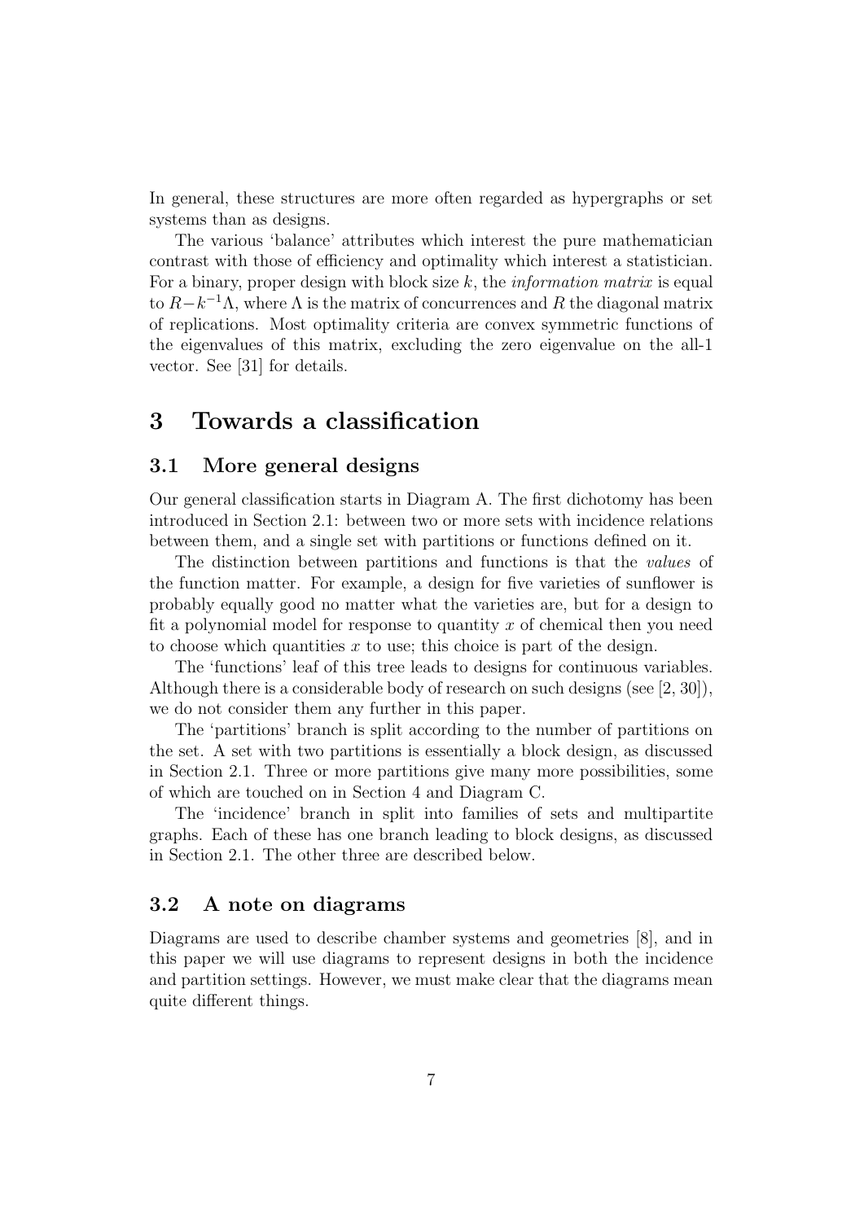In general, these structures are more often regarded as hypergraphs or set systems than as designs.

The various 'balance' attributes which interest the pure mathematician contrast with those of efficiency and optimality which interest a statistician. For a binary, proper design with block size $k$, the *information matrix* is equal to $R - k^{-1}\Lambda$, where $\Lambda$ is the matrix of concurrences and $R$ the diagonal matrix of replications. Most optimality criteria are convex symmetric functions of the eigenvalues of this matrix, excluding the zero eigenvalue on the all-1 vector. See [31] for details.

# 3 Towards a classification

## 3.1 More general designs

Our general classification starts in Diagram A. The first dichotomy has been introduced in Section 2.1: between two or more sets with incidence relations between them, and a single set with partitions or functions defined on it.

The distinction between partitions and functions is that the *values* of the function matter. For example, a design for five varieties of sunflower is probably equally good no matter what the varieties are, but for a design to fit a polynomial model for response to quantity $x$ of chemical then you need to choose which quantities $x$ to use; this choice is part of the design.

The 'functions' leaf of this tree leads to designs for continuous variables. Although there is a considerable body of research on such designs (see [2, 30]), we do not consider them any further in this paper.

The 'partitions' branch is split according to the number of partitions on the set. A set with two partitions is essentially a block design, as discussed in Section 2.1. Three or more partitions give many more possibilities, some of which are touched on in Section 4 and Diagram C.

The 'incidence' branch in split into families of sets and multipartite graphs. Each of these has one branch leading to block designs, as discussed in Section 2.1. The other three are described below.

## 3.2 A note on diagrams

Diagrams are used to describe chamber systems and geometries [8], and in this paper we will use diagrams to represent designs in both the incidence and partition settings. However, we must make clear that the diagrams mean quite different things.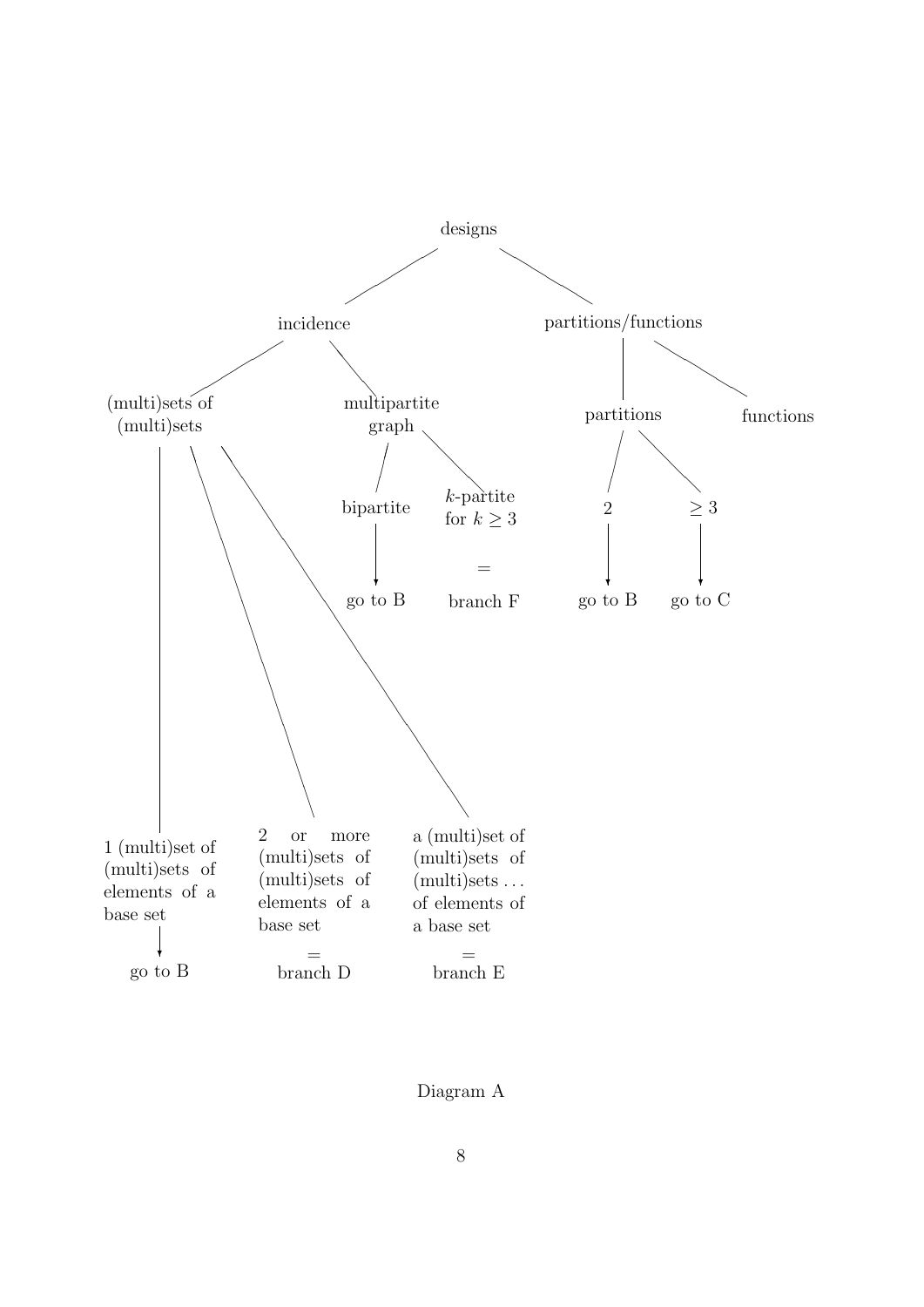designs

- incidence
  - (multi)sets of (multi)sets
    - 1 (multi)set of (multi)sets of elements of a base set → go to B
    - 2 or more (multi)sets of (multi)sets of elements of a base set = branch D
    - a (multi)set of (multi)sets of (multi)sets … of elements of a base set = branch E
  - multipartite graph
    - bipartite → go to B
    - $k$-partite for $k \geq 3$ = branch F
- partitions/functions
  - partitions
    - 2 → go to B
    - $\geq 3$ → go to C
  - functions

Diagram A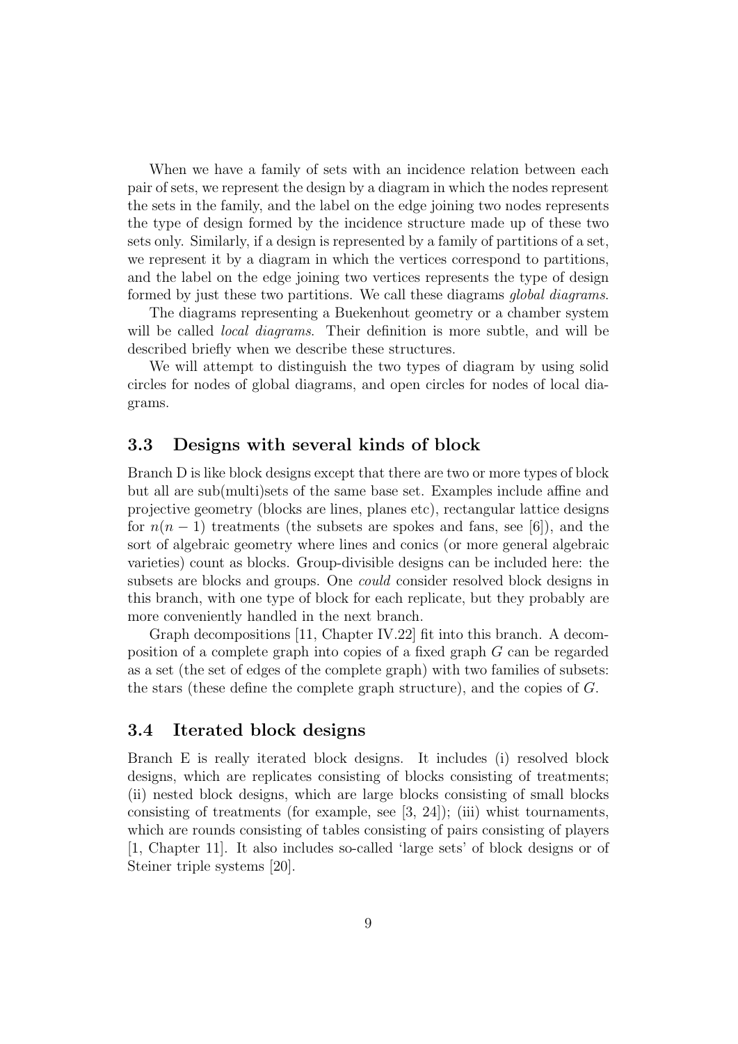When we have a family of sets with an incidence relation between each pair of sets, we represent the design by a diagram in which the nodes represent the sets in the family, and the label on the edge joining two nodes represents the type of design formed by the incidence structure made up of these two sets only. Similarly, if a design is represented by a family of partitions of a set, we represent it by a diagram in which the vertices correspond to partitions, and the label on the edge joining two vertices represents the type of design formed by just these two partitions. We call these diagrams *global diagrams*.

The diagrams representing a Buekenhout geometry or a chamber system will be called *local diagrams*. Their definition is more subtle, and will be described briefly when we describe these structures.

We will attempt to distinguish the two types of diagram by using solid circles for nodes of global diagrams, and open circles for nodes of local diagrams.

## 3.3 Designs with several kinds of block

Branch D is like block designs except that there are two or more types of block but all are sub(multi)sets of the same base set. Examples include affine and projective geometry (blocks are lines, planes etc), rectangular lattice designs for $n(n-1)$ treatments (the subsets are spokes and fans, see [6]), and the sort of algebraic geometry where lines and conics (or more general algebraic varieties) count as blocks. Group-divisible designs can be included here: the subsets are blocks and groups. One *could* consider resolved block designs in this branch, with one type of block for each replicate, but they probably are more conveniently handled in the next branch.

Graph decompositions [11, Chapter IV.22] fit into this branch. A decomposition of a complete graph into copies of a fixed graph $G$ can be regarded as a set (the set of edges of the complete graph) with two families of subsets: the stars (these define the complete graph structure), and the copies of $G$.

## 3.4 Iterated block designs

Branch E is really iterated block designs. It includes (i) resolved block designs, which are replicates consisting of blocks consisting of treatments; (ii) nested block designs, which are large blocks consisting of small blocks consisting of treatments (for example, see [3, 24]); (iii) whist tournaments, which are rounds consisting of tables consisting of pairs consisting of players [1, Chapter 11]. It also includes so-called 'large sets' of block designs or of Steiner triple systems [20].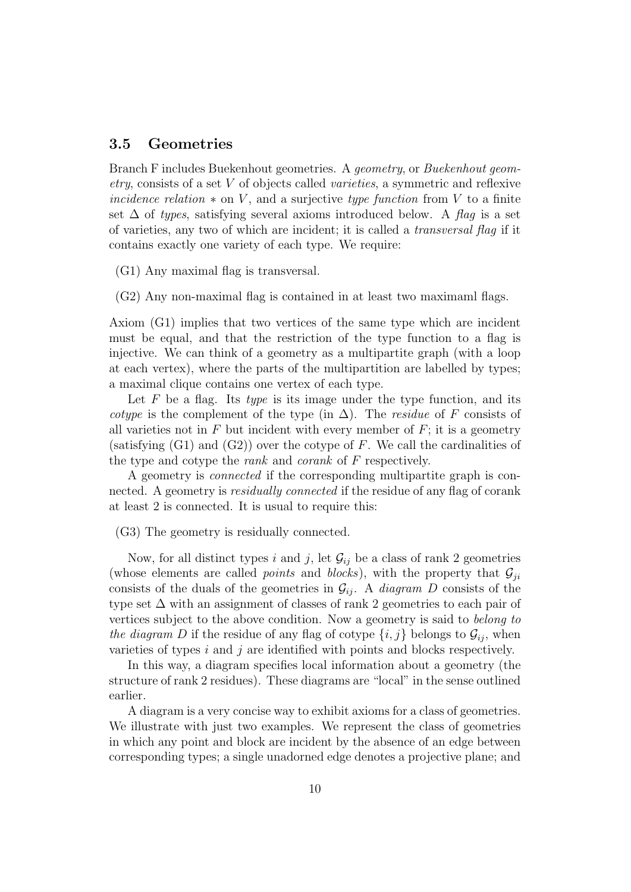### 3.5 Geometries

Branch F includes Buekenhout geometries. A *geometry*, or *Buekenhout geometry*, consists of a set $V$ of objects called *varieties*, a symmetric and reflexive *incidence relation* $*$ on $V$, and a surjective *type function* from $V$ to a finite set $\Delta$ of *types*, satisfying several axioms introduced below. A *flag* is a set of varieties, any two of which are incident; it is called a *transversal flag* if it contains exactly one variety of each type. We require:

(G1) Any maximal flag is transversal.

(G2) Any non-maximal flag is contained in at least two maximaml flags.

Axiom (G1) implies that two vertices of the same type which are incident must be equal, and that the restriction of the type function to a flag is injective. We can think of a geometry as a multipartite graph (with a loop at each vertex), where the parts of the multipartition are labelled by types; a maximal clique contains one vertex of each type.

Let $F$ be a flag. Its *type* is its image under the type function, and its *cotype* is the complement of the type (in $\Delta$). The *residue* of $F$ consists of all varieties not in $F$ but incident with every member of $F$; it is a geometry (satisfying (G1) and (G2)) over the cotype of $F$. We call the cardinalities of the type and cotype the *rank* and *corank* of $F$ respectively.

A geometry is *connected* if the corresponding multipartite graph is connected. A geometry is *residually connected* if the residue of any flag of corank at least 2 is connected. It is usual to require this:

(G3) The geometry is residually connected.

Now, for all distinct types $i$ and $j$, let $\mathcal{G}_{ij}$ be a class of rank 2 geometries (whose elements are called *points* and *blocks*), with the property that $\mathcal{G}_{ji}$ consists of the duals of the geometries in $\mathcal{G}_{ij}$. A *diagram* $D$ consists of the type set $\Delta$ with an assignment of classes of rank 2 geometries to each pair of vertices subject to the above condition. Now a geometry is said to *belong to the diagram* $D$ if the residue of any flag of cotype $\{i, j\}$ belongs to $\mathcal{G}_{ij}$, when varieties of types $i$ and $j$ are identified with points and blocks respectively.

In this way, a diagram specifies local information about a geometry (the structure of rank 2 residues). These diagrams are "local" in the sense outlined earlier.

A diagram is a very concise way to exhibit axioms for a class of geometries. We illustrate with just two examples. We represent the class of geometries in which any point and block are incident by the absence of an edge between corresponding types; a single unadorned edge denotes a projective plane; and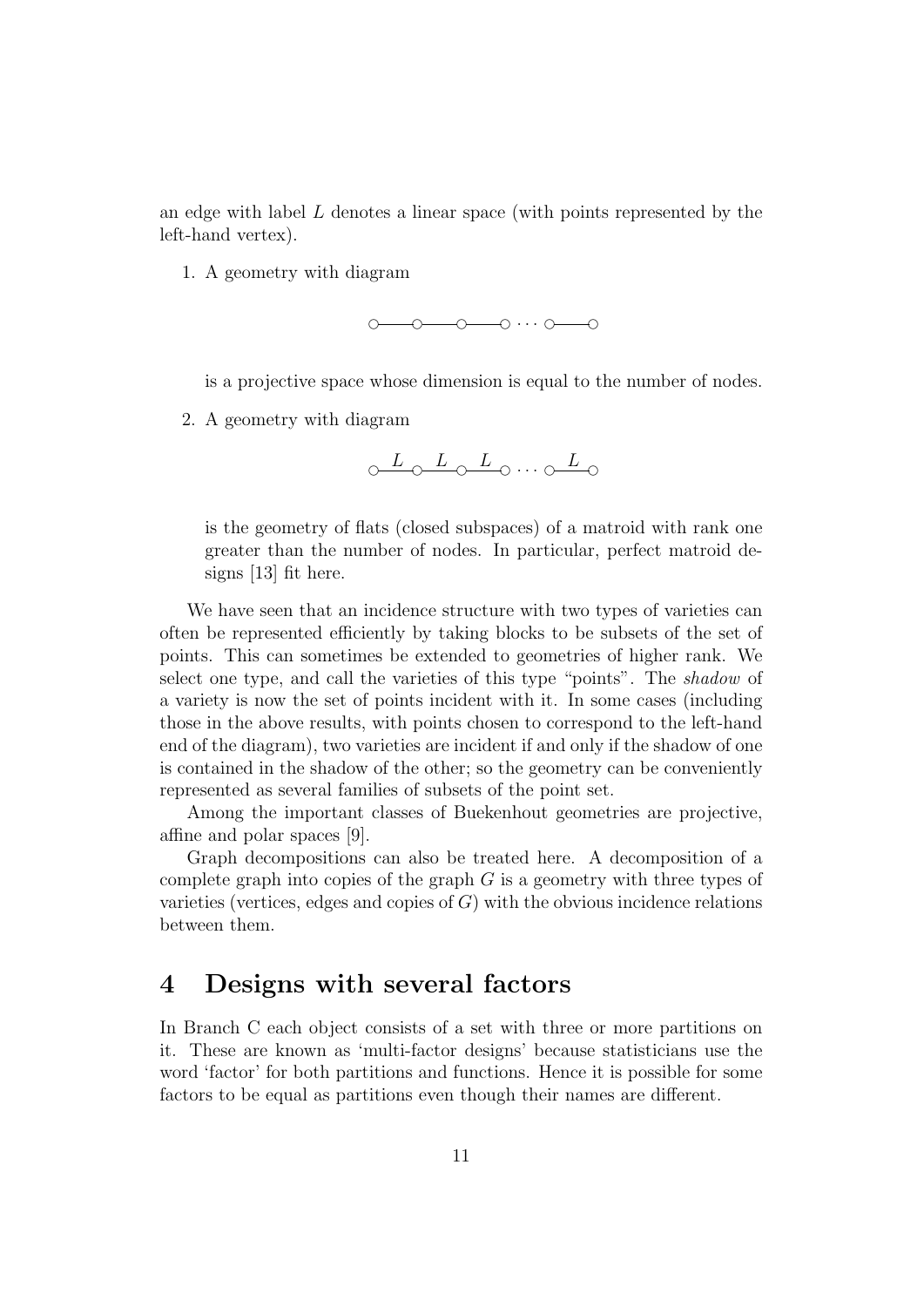an edge with label $L$ denotes a linear space (with points represented by the left-hand vertex).

1. A geometry with diagram

$$\circ\!\!-\!\!\!-\!\!\!-\!\!\circ\!\!-\!\!\!-\!\!\!-\!\!\circ\!\!-\!\!\!-\!\!\!-\!\!\circ \cdots \circ\!\!-\!\!\!-\!\!\!-\!\!\circ$$

   is a projective space whose dimension is equal to the number of nodes.

2. A geometry with diagram

$$\circ\overset{L}{\text{---}}\circ\overset{L}{\text{---}}\circ\overset{L}{\text{---}}\circ \cdots \circ\overset{L}{\text{---}}\circ$$

   is the geometry of flats (closed subspaces) of a matroid with rank one greater than the number of nodes. In particular, perfect matroid designs [13] fit here.

We have seen that an incidence structure with two types of varieties can often be represented efficiently by taking blocks to be subsets of the set of points. This can sometimes be extended to geometries of higher rank. We select one type, and call the varieties of this type "points". The *shadow* of a variety is now the set of points incident with it. In some cases (including those in the above results, with points chosen to correspond to the left-hand end of the diagram), two varieties are incident if and only if the shadow of one is contained in the shadow of the other; so the geometry can be conveniently represented as several families of subsets of the point set.

Among the important classes of Buekenhout geometries are projective, affine and polar spaces [9].

Graph decompositions can also be treated here. A decomposition of a complete graph into copies of the graph $G$ is a geometry with three types of varieties (vertices, edges and copies of $G$) with the obvious incidence relations between them.

# 4 Designs with several factors

In Branch C each object consists of a set with three or more partitions on it. These are known as 'multi-factor designs' because statisticians use the word 'factor' for both partitions and functions. Hence it is possible for some factors to be equal as partitions even though their names are different.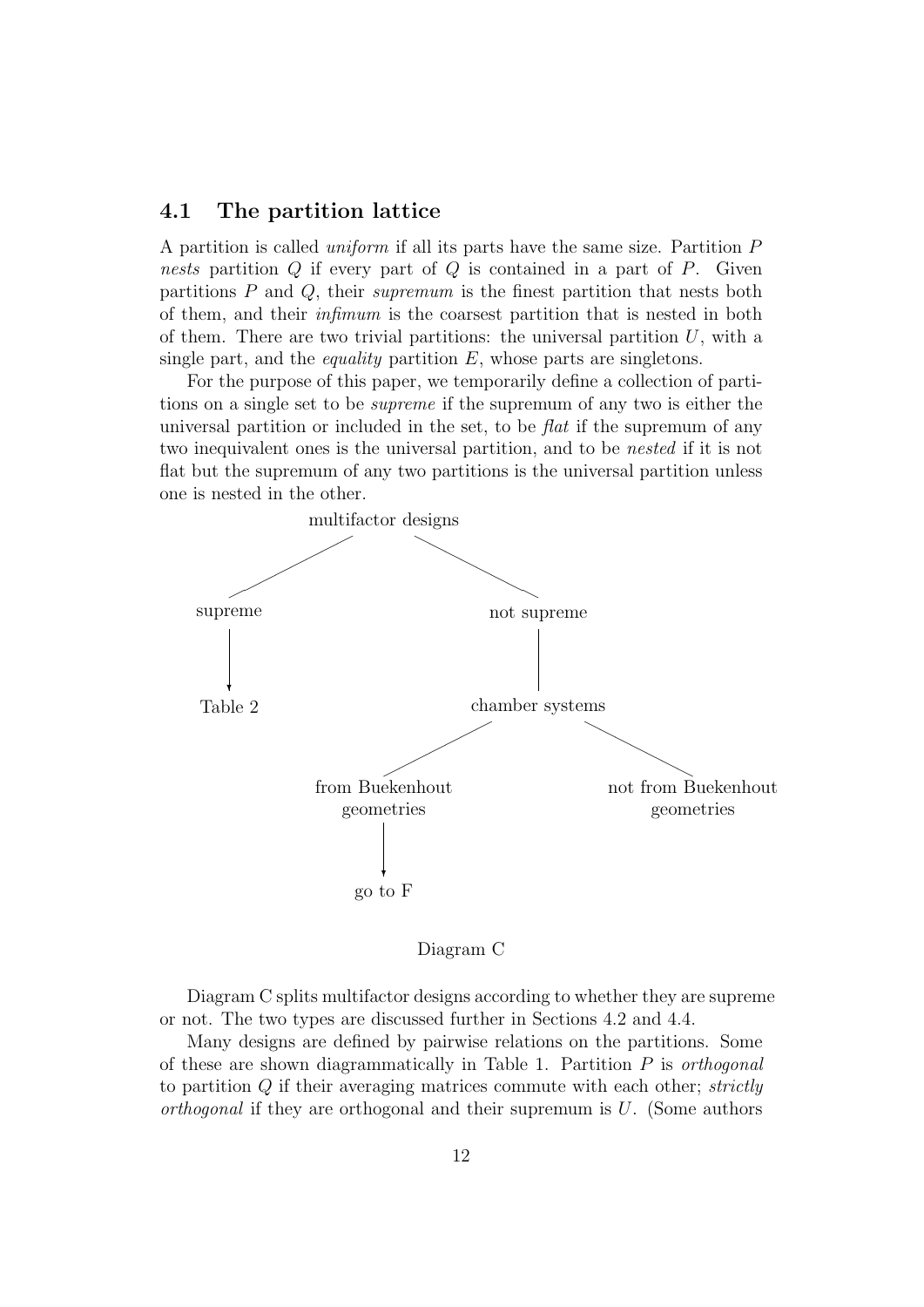## 4.1 The partition lattice

A partition is called *uniform* if all its parts have the same size. Partition $P$ *nests* partition $Q$ if every part of $Q$ is contained in a part of $P$. Given partitions $P$ and $Q$, their *supremum* is the finest partition that nests both of them, and their *infimum* is the coarsest partition that is nested in both of them. There are two trivial partitions: the universal partition $U$, with a single part, and the *equality* partition $E$, whose parts are singletons.

For the purpose of this paper, we temporarily define a collection of partitions on a single set to be *supreme* if the supremum of any two is either the universal partition or included in the set, to be *flat* if the supremum of any two inequivalent ones is the universal partition, and to be *nested* if it is not flat but the supremum of any two partitions is the universal partition unless one is nested in the other.

```
                 multifactor designs
                 /                 \
           supreme                 not supreme
              |                         |
              v                         |
           Table 2                chamber systems
                                  /              \
                    from Buekenhout          not from Buekenhout
                      geometries                 geometries
                          |
                          v
                       go to F
```

Diagram C

Diagram C splits multifactor designs according to whether they are supreme or not. The two types are discussed further in Sections 4.2 and 4.4.

Many designs are defined by pairwise relations on the partitions. Some of these are shown diagrammatically in Table 1. Partition $P$ is *orthogonal* to partition $Q$ if their averaging matrices commute with each other; *strictly orthogonal* if they are orthogonal and their supremum is $U$. (Some authors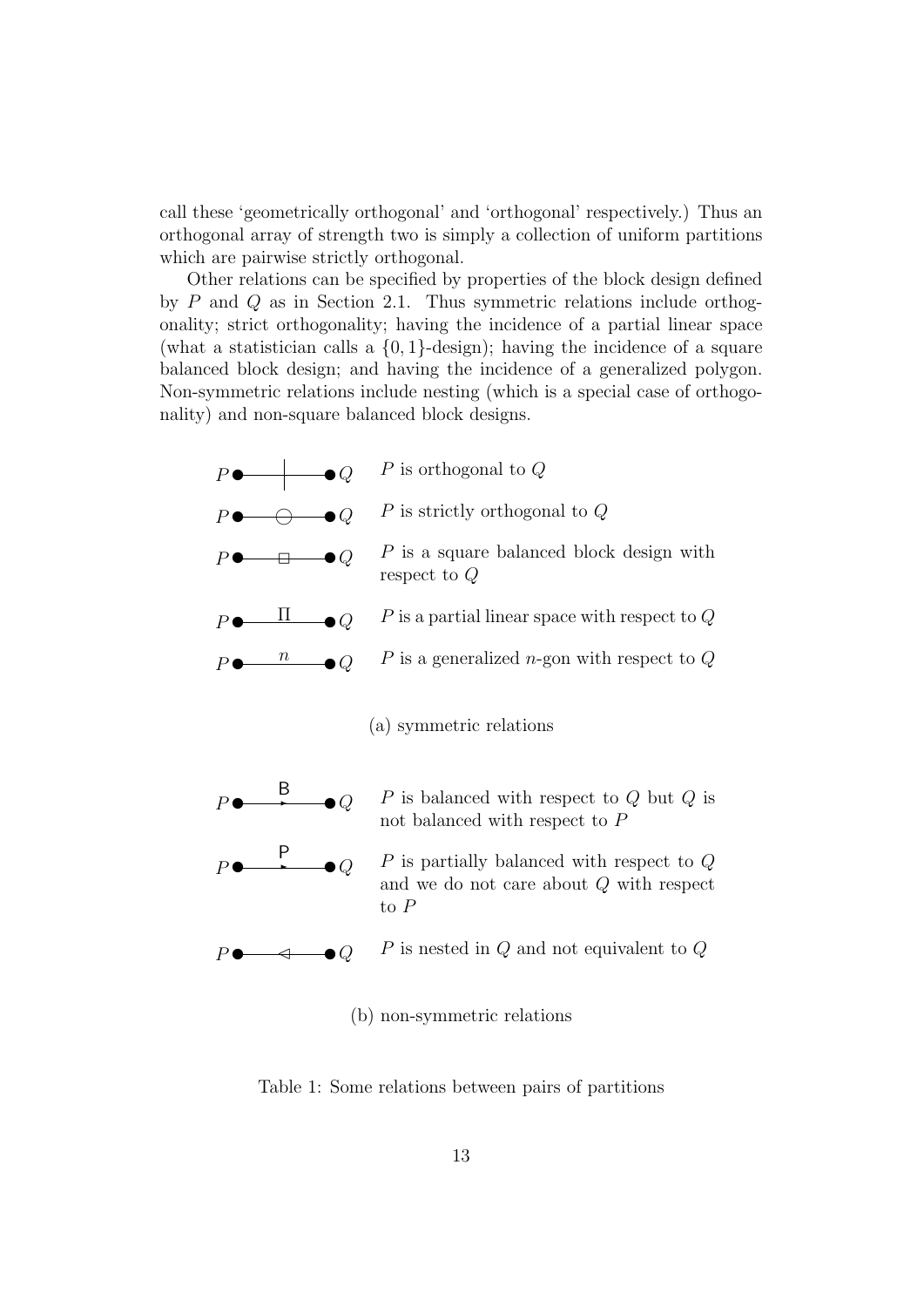call these 'geometrically orthogonal' and 'orthogonal' respectively.) Thus an orthogonal array of strength two is simply a collection of uniform partitions which are pairwise strictly orthogonal.

Other relations can be specified by properties of the block design defined by $P$ and $Q$ as in Section 2.1. Thus symmetric relations include orthogonality; strict orthogonality; having the incidence of a partial linear space (what a statistician calls a $\{0,1\}$-design); having the incidence of a square balanced block design; and having the incidence of a generalized polygon. Non-symmetric relations include nesting (which is a special case of orthogonality) and non-square balanced block designs.

| Diagram | Relation |
| --- | --- |
| $P$ ●—┼—● $Q$ | $P$ is orthogonal to $Q$ |
| $P$ ●—○—● $Q$ | $P$ is strictly orthogonal to $Q$ |
| $P$ ●—□—● $Q$ | $P$ is a square balanced block design with respect to $Q$ |
| $P$ ●—$\Pi$—● $Q$ | $P$ is a partial linear space with respect to $Q$ |
| $P$ ●—$n$—● $Q$ | $P$ is a generalized $n$-gon with respect to $Q$ |

(a) symmetric relations

| Diagram | Relation |
| --- | --- |
| $P$ ●—B→—● $Q$ | $P$ is balanced with respect to $Q$ but $Q$ is not balanced with respect to $P$ |
| $P$ ●—P→—● $Q$ | $P$ is partially balanced with respect to $Q$ and we do not care about $Q$ with respect to $P$ |
| $P$ ●—◁—● $Q$ | $P$ is nested in $Q$ and not equivalent to $Q$ |

(b) non-symmetric relations

Table 1: Some relations between pairs of partitions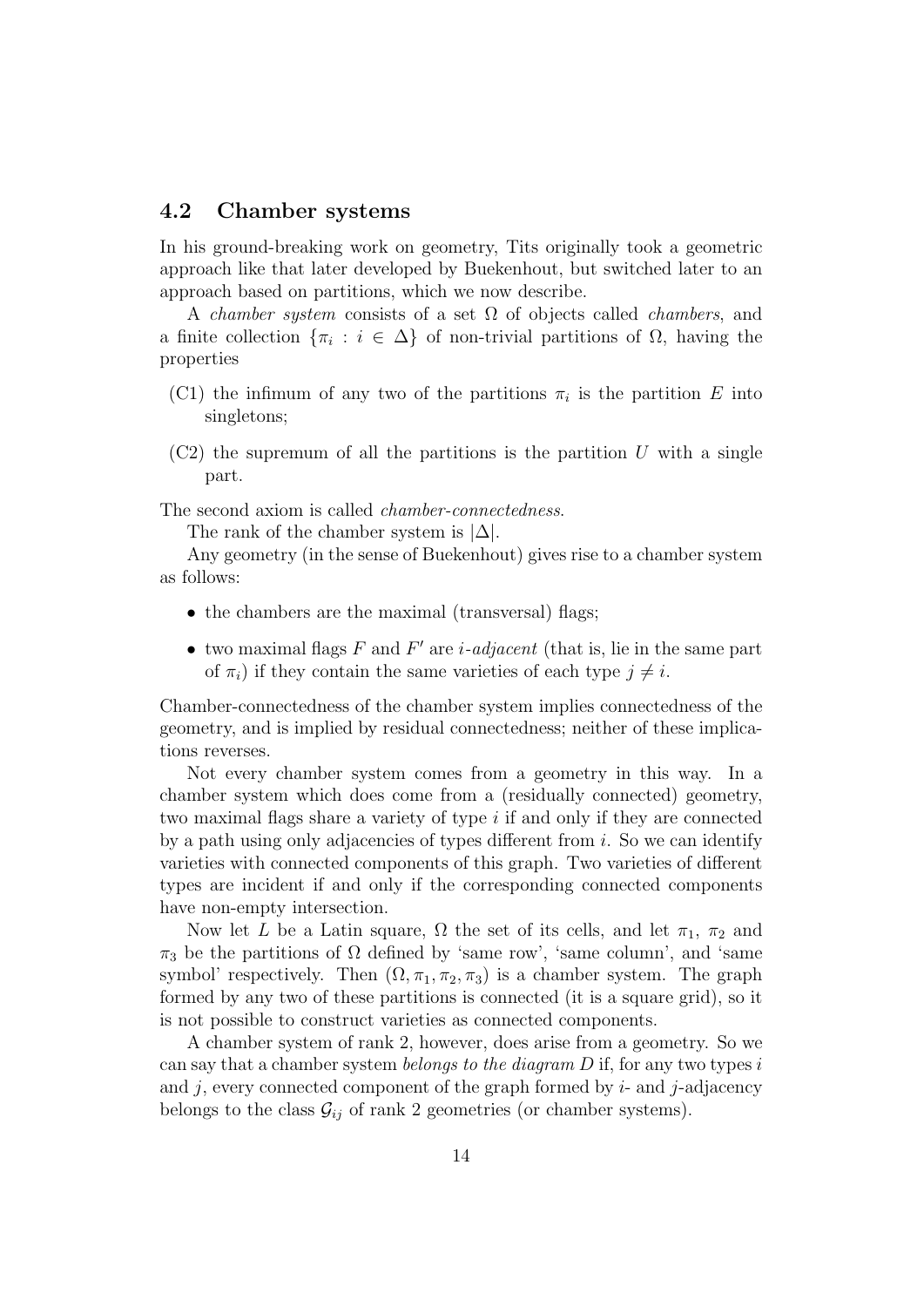## 4.2 Chamber systems

In his ground-breaking work on geometry, Tits originally took a geometric approach like that later developed by Buekenhout, but switched later to an approach based on partitions, which we now describe.

A *chamber system* consists of a set $\Omega$ of objects called *chambers*, and a finite collection $\{\pi_i : i \in \Delta\}$ of non-trivial partitions of $\Omega$, having the properties

(C1) the infimum of any two of the partitions $\pi_i$ is the partition $E$ into singletons;

(C2) the supremum of all the partitions is the partition $U$ with a single part.

The second axiom is called *chamber-connectedness*.

The rank of the chamber system is $|\Delta|$.

Any geometry (in the sense of Buekenhout) gives rise to a chamber system as follows:

- the chambers are the maximal (transversal) flags;
- two maximal flags $F$ and $F'$ are $i$-*adjacent* (that is, lie in the same part of $\pi_i$) if they contain the same varieties of each type $j \neq i$.

Chamber-connectedness of the chamber system implies connectedness of the geometry, and is implied by residual connectedness; neither of these implications reverses.

Not every chamber system comes from a geometry in this way. In a chamber system which does come from a (residually connected) geometry, two maximal flags share a variety of type $i$ if and only if they are connected by a path using only adjacencies of types different from $i$. So we can identify varieties with connected components of this graph. Two varieties of different types are incident if and only if the corresponding connected components have non-empty intersection.

Now let $L$ be a Latin square, $\Omega$ the set of its cells, and let $\pi_1$, $\pi_2$ and $\pi_3$ be the partitions of $\Omega$ defined by 'same row', 'same column', and 'same symbol' respectively. Then $(\Omega, \pi_1, \pi_2, \pi_3)$ is a chamber system. The graph formed by any two of these partitions is connected (it is a square grid), so it is not possible to construct varieties as connected components.

A chamber system of rank 2, however, does arise from a geometry. So we can say that a chamber system *belongs to the diagram* $D$ if, for any two types $i$ and $j$, every connected component of the graph formed by $i$- and $j$-adjacency belongs to the class $\mathcal{G}_{ij}$ of rank 2 geometries (or chamber systems).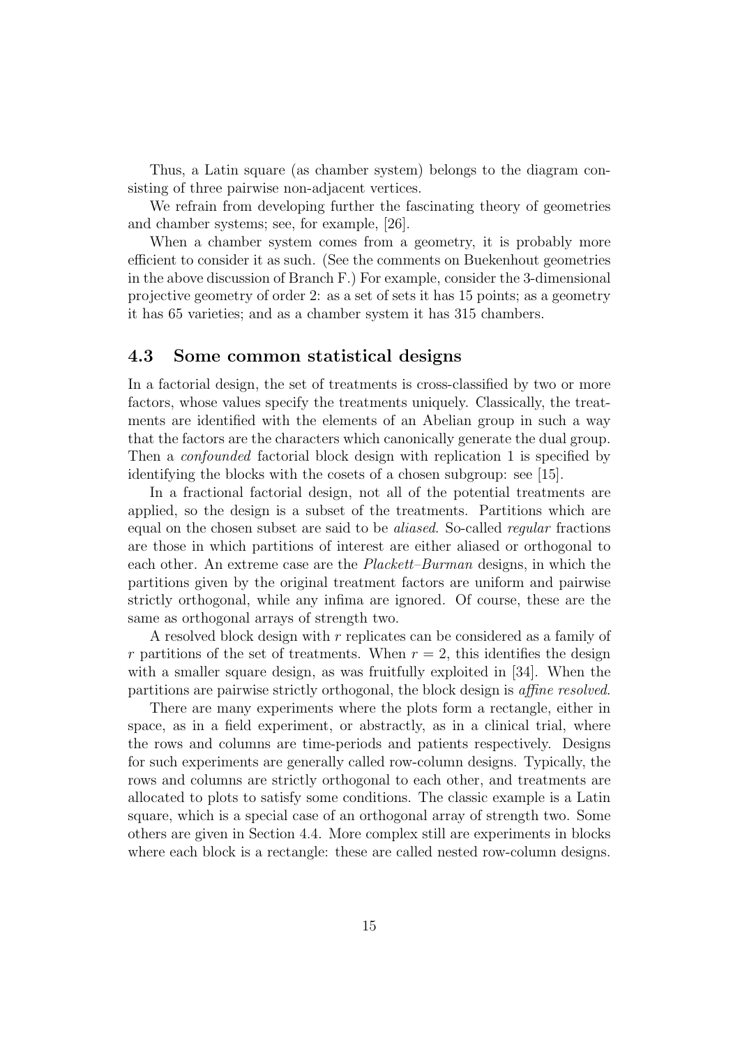Thus, a Latin square (as chamber system) belongs to the diagram consisting of three pairwise non-adjacent vertices.

We refrain from developing further the fascinating theory of geometries and chamber systems; see, for example, [26].

When a chamber system comes from a geometry, it is probably more efficient to consider it as such. (See the comments on Buekenhout geometries in the above discussion of Branch F.) For example, consider the 3-dimensional projective geometry of order 2: as a set of sets it has 15 points; as a geometry it has 65 varieties; and as a chamber system it has 315 chambers.

### 4.3 Some common statistical designs

In a factorial design, the set of treatments is cross-classified by two or more factors, whose values specify the treatments uniquely. Classically, the treatments are identified with the elements of an Abelian group in such a way that the factors are the characters which canonically generate the dual group. Then a *confounded* factorial block design with replication 1 is specified by identifying the blocks with the cosets of a chosen subgroup: see [15].

In a fractional factorial design, not all of the potential treatments are applied, so the design is a subset of the treatments. Partitions which are equal on the chosen subset are said to be *aliased*. So-called *regular* fractions are those in which partitions of interest are either aliased or orthogonal to each other. An extreme case are the *Plackett–Burman* designs, in which the partitions given by the original treatment factors are uniform and pairwise strictly orthogonal, while any infima are ignored. Of course, these are the same as orthogonal arrays of strength two.

A resolved block design with $r$ replicates can be considered as a family of $r$ partitions of the set of treatments. When $r = 2$, this identifies the design with a smaller square design, as was fruitfully exploited in [34]. When the partitions are pairwise strictly orthogonal, the block design is *affine resolved*.

There are many experiments where the plots form a rectangle, either in space, as in a field experiment, or abstractly, as in a clinical trial, where the rows and columns are time-periods and patients respectively. Designs for such experiments are generally called row-column designs. Typically, the rows and columns are strictly orthogonal to each other, and treatments are allocated to plots to satisfy some conditions. The classic example is a Latin square, which is a special case of an orthogonal array of strength two. Some others are given in Section 4.4. More complex still are experiments in blocks where each block is a rectangle: these are called nested row-column designs.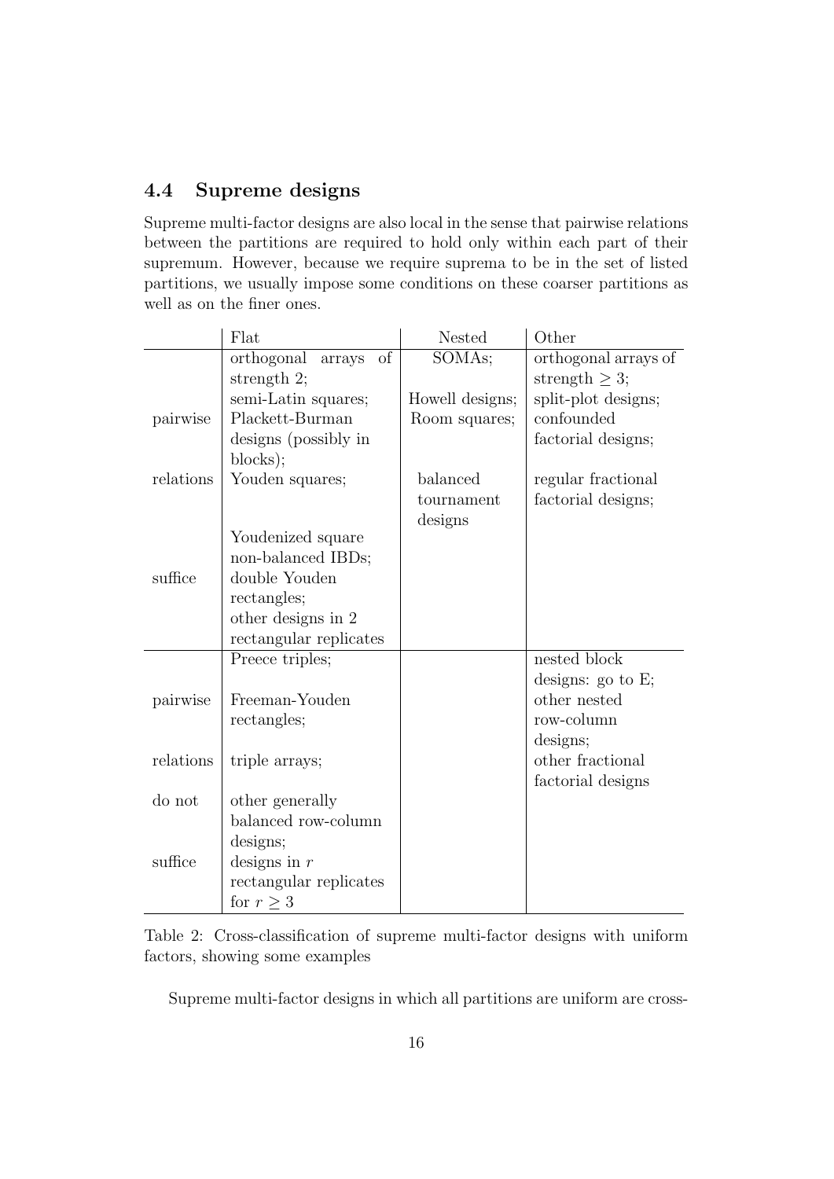### 4.4 Supreme designs

Supreme multi-factor designs are also local in the sense that pairwise relations between the partitions are required to hold only within each part of their supremum. However, because we require suprema to be in the set of listed partitions, we usually impose some conditions on these coarser partitions as well as on the finer ones.

| | Flat | Nested | Other |
|---|---|---|---|
| pairwise relations suffice | orthogonal arrays of strength 2; semi-Latin squares; Plackett-Burman designs (possibly in blocks); Youden squares; Youdenized square non-balanced IBDs; double Youden rectangles; other designs in 2 rectangular replicates | SOMAs; Howell designs; Room squares; balanced tournament designs | orthogonal arrays of strength $\geq 3$; split-plot designs; confounded factorial designs; regular fractional factorial designs; |
| pairwise relations do not suffice | Preece triples; Freeman-Youden rectangles; triple arrays; other generally balanced row-column designs; designs in $r$ rectangular replicates for $r \geq 3$ | | nested block designs: go to E; other nested row-column designs; other fractional factorial designs |

Table 2: Cross-classification of supreme multi-factor designs with uniform factors, showing some examples

Supreme multi-factor designs in which all partitions are uniform are cross-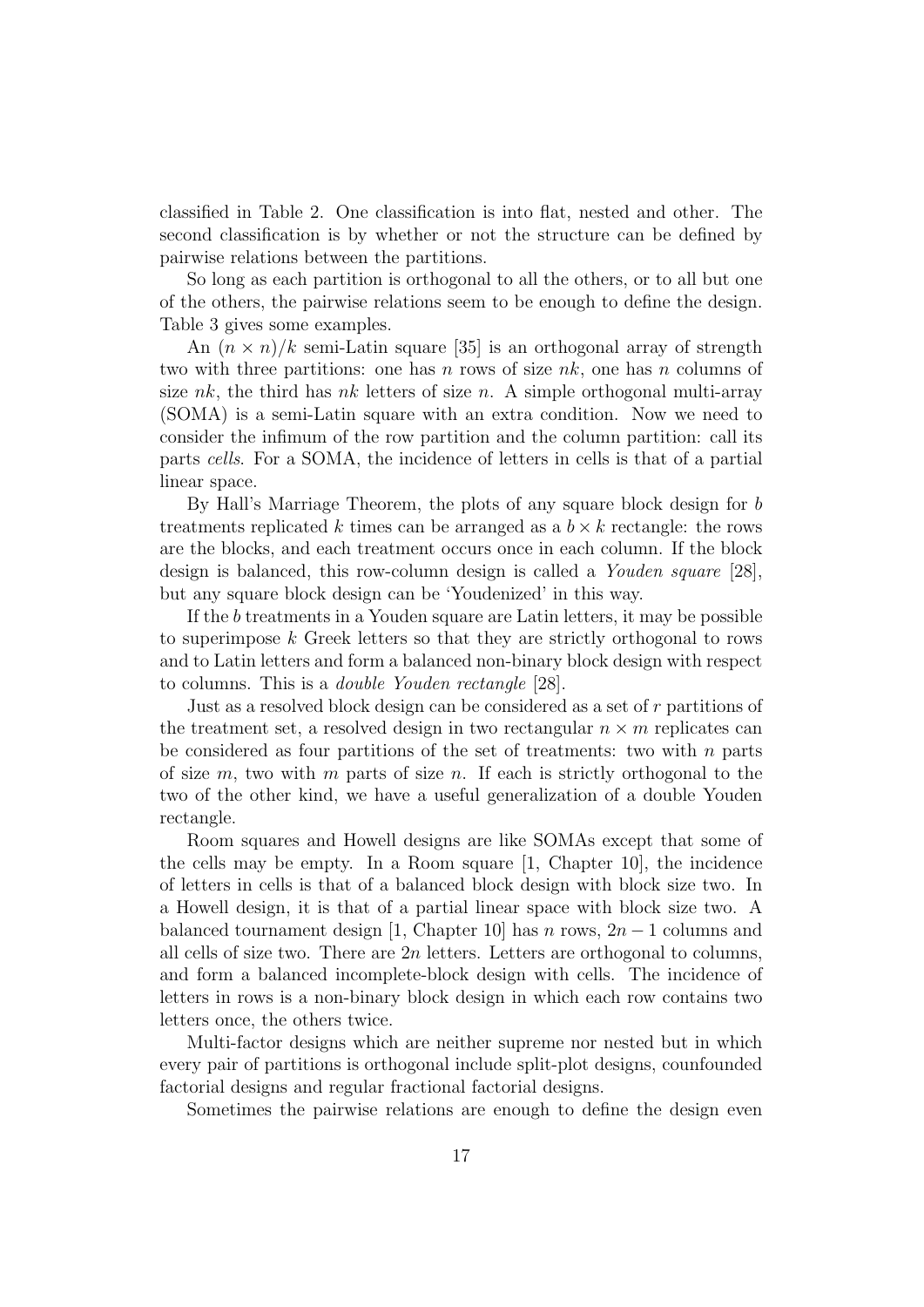classified in Table 2. One classification is into flat, nested and other. The second classification is by whether or not the structure can be defined by pairwise relations between the partitions.

So long as each partition is orthogonal to all the others, or to all but one of the others, the pairwise relations seem to be enough to define the design. Table 3 gives some examples.

An $(n \times n)/k$ semi-Latin square [35] is an orthogonal array of strength two with three partitions: one has $n$ rows of size $nk$, one has $n$ columns of size $nk$, the third has $nk$ letters of size $n$. A simple orthogonal multi-array (SOMA) is a semi-Latin square with an extra condition. Now we need to consider the infimum of the row partition and the column partition: call its parts *cells*. For a SOMA, the incidence of letters in cells is that of a partial linear space.

By Hall's Marriage Theorem, the plots of any square block design for $b$ treatments replicated $k$ times can be arranged as a $b \times k$ rectangle: the rows are the blocks, and each treatment occurs once in each column. If the block design is balanced, this row-column design is called a *Youden square* [28], but any square block design can be 'Youdenized' in this way.

If the $b$ treatments in a Youden square are Latin letters, it may be possible to superimpose $k$ Greek letters so that they are strictly orthogonal to rows and to Latin letters and form a balanced non-binary block design with respect to columns. This is a *double Youden rectangle* [28].

Just as a resolved block design can be considered as a set of $r$ partitions of the treatment set, a resolved design in two rectangular $n \times m$ replicates can be considered as four partitions of the set of treatments: two with $n$ parts of size $m$, two with $m$ parts of size $n$. If each is strictly orthogonal to the two of the other kind, we have a useful generalization of a double Youden rectangle.

Room squares and Howell designs are like SOMAs except that some of the cells may be empty. In a Room square [1, Chapter 10], the incidence of letters in cells is that of a balanced block design with block size two. In a Howell design, it is that of a partial linear space with block size two. A balanced tournament design [1, Chapter 10] has $n$ rows, $2n - 1$ columns and all cells of size two. There are $2n$ letters. Letters are orthogonal to columns, and form a balanced incomplete-block design with cells. The incidence of letters in rows is a non-binary block design in which each row contains two letters once, the others twice.

Multi-factor designs which are neither supreme nor nested but in which every pair of partitions is orthogonal include split-plot designs, counfounded factorial designs and regular fractional factorial designs.

Sometimes the pairwise relations are enough to define the design even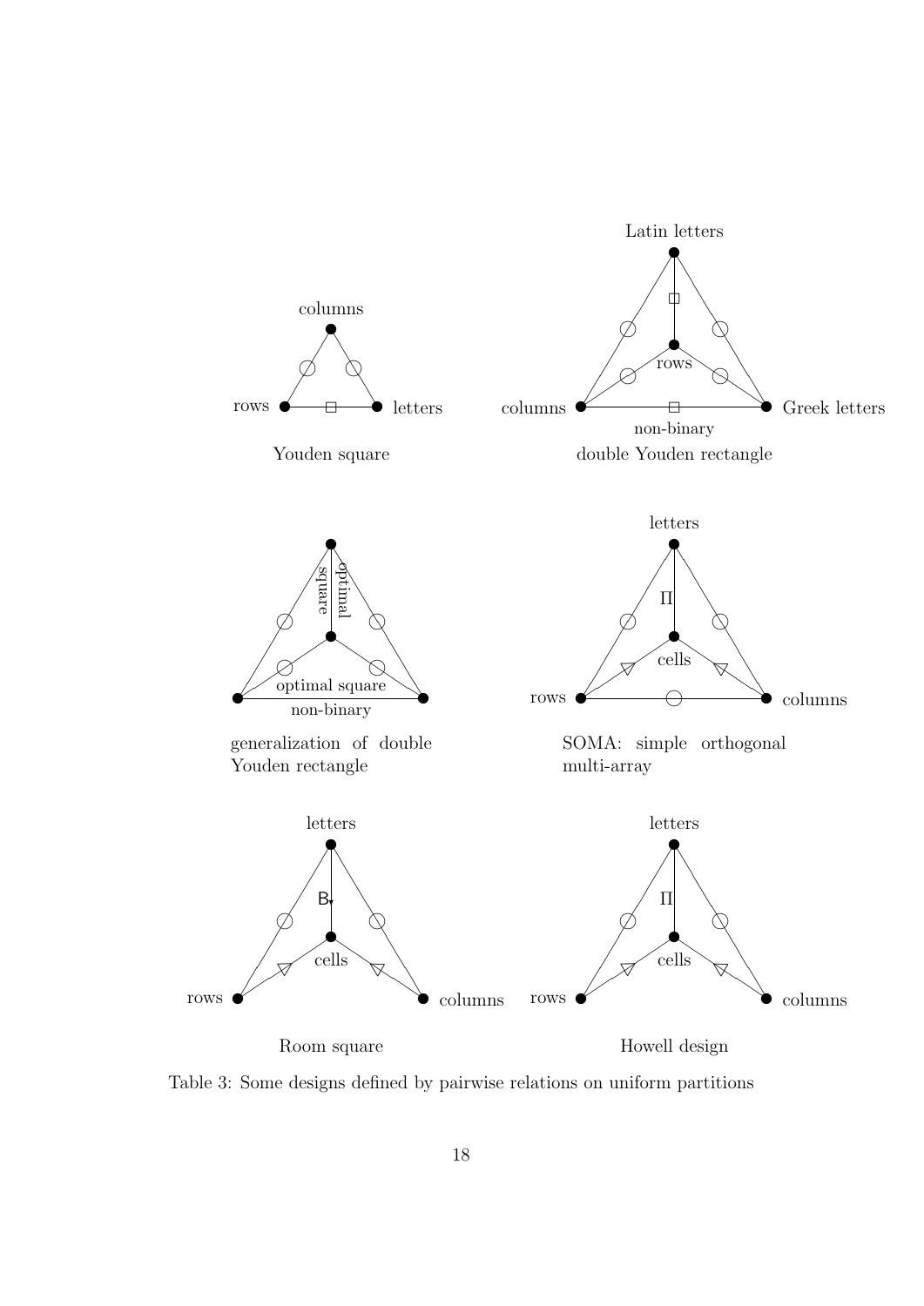columns

rows letters

Youden square

Latin letters

rows

columns Greek letters

non-binary

double Youden rectangle

optimal square

optimal square

non-binary

generalization of double Youden rectangle

letters

Π

cells

rows columns

SOMA: simple orthogonal multi-array

letters

B

cells

rows columns

Room square

letters

Π

cells

rows columns

Howell design

Table 3: Some designs defined by pairwise relations on uniform partitions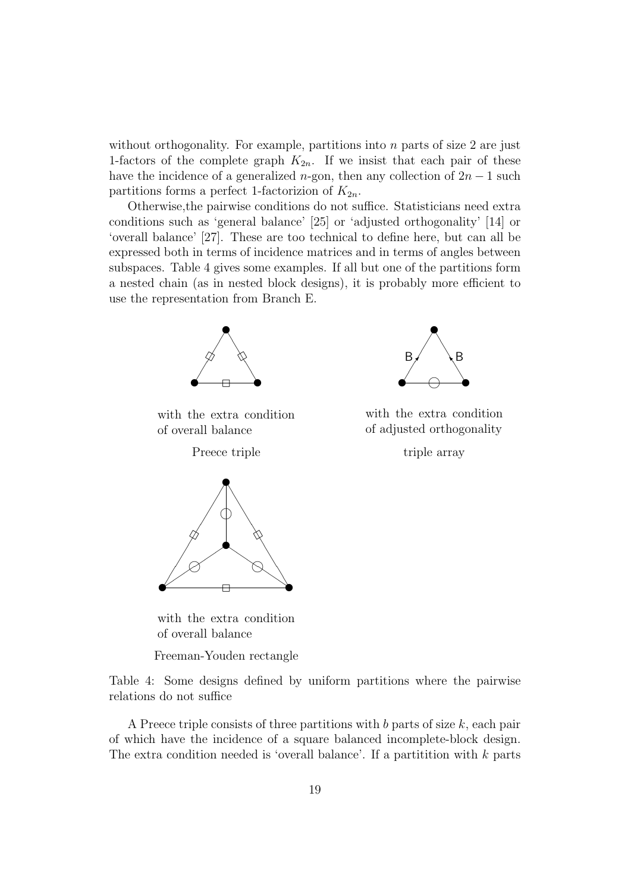without orthogonality. For example, partitions into $n$ parts of size 2 are just 1-factors of the complete graph $K_{2n}$. If we insist that each pair of these have the incidence of a generalized $n$-gon, then any collection of $2n-1$ such partitions forms a perfect 1-factorizion of $K_{2n}$.

Otherwise,the pairwise conditions do not suffice. Statisticians need extra conditions such as 'general balance' [25] or 'adjusted orthogonality' [14] or 'overall balance' [27]. These are too technical to define here, but can all be expressed both in terms of incidence matrices and in terms of angles between subspaces. Table 4 gives some examples. If all but one of the partitions form a nested chain (as in nested block designs), it is probably more efficient to use the representation from Branch E.

| | |
|---|---|
| with the extra condition of overall balance<br><br>Preece triple | with the extra condition of adjusted orthogonality<br><br>triple array |
| with the extra condition of overall balance<br><br>Freeman-Youden rectangle | |

Table 4: Some designs defined by uniform partitions where the pairwise relations do not suffice

A Preece triple consists of three partitions with $b$ parts of size $k$, each pair of which have the incidence of a square balanced incomplete-block design. The extra condition needed is 'overall balance'. If a partitition with $k$ parts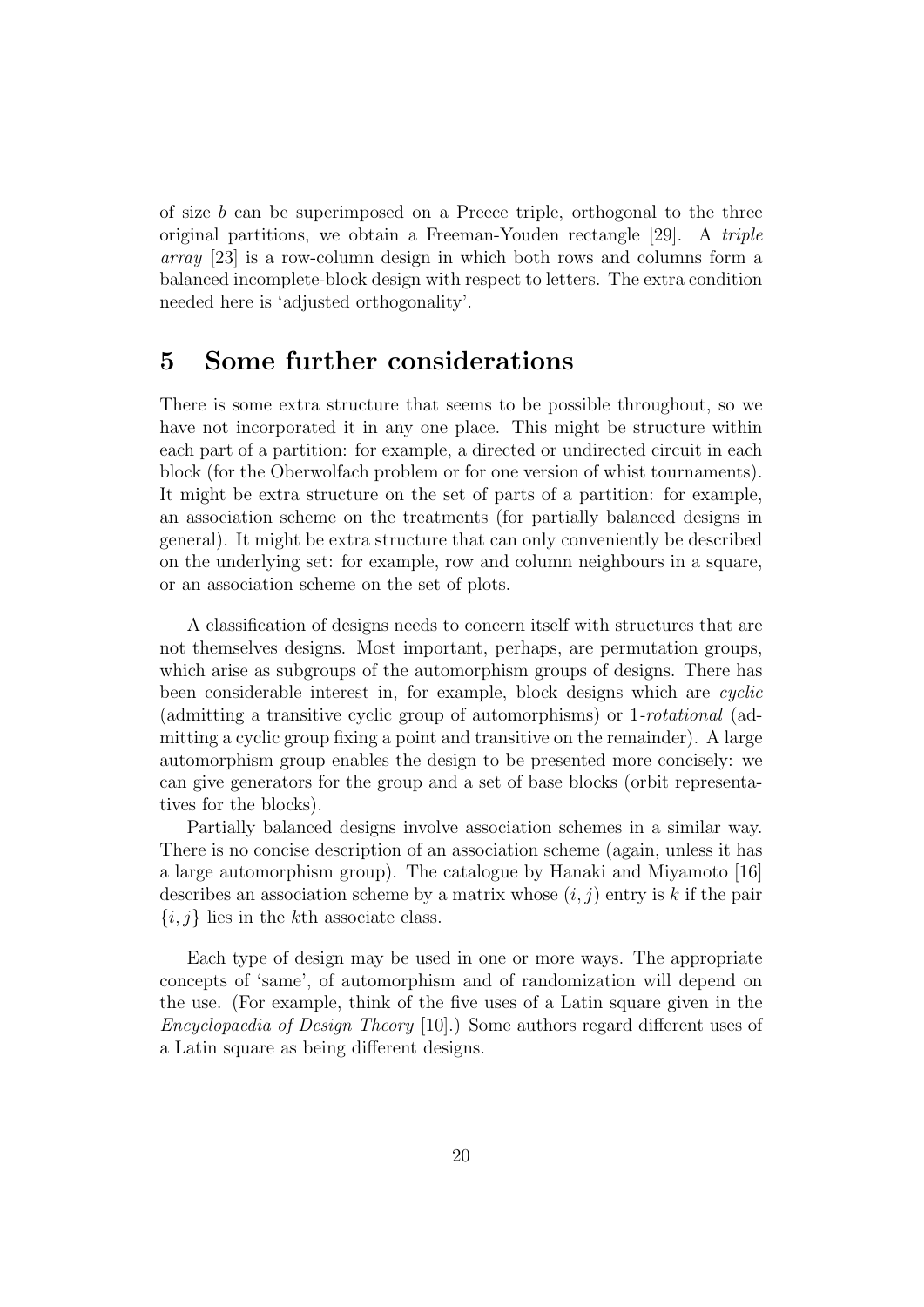of size $b$ can be superimposed on a Preece triple, orthogonal to the three original partitions, we obtain a Freeman-Youden rectangle [29]. A *triple array* [23] is a row-column design in which both rows and columns form a balanced incomplete-block design with respect to letters. The extra condition needed here is 'adjusted orthogonality'.

# 5 Some further considerations

There is some extra structure that seems to be possible throughout, so we have not incorporated it in any one place. This might be structure within each part of a partition: for example, a directed or undirected circuit in each block (for the Oberwolfach problem or for one version of whist tournaments). It might be extra structure on the set of parts of a partition: for example, an association scheme on the treatments (for partially balanced designs in general). It might be extra structure that can only conveniently be described on the underlying set: for example, row and column neighbours in a square, or an association scheme on the set of plots.

A classification of designs needs to concern itself with structures that are not themselves designs. Most important, perhaps, are permutation groups, which arise as subgroups of the automorphism groups of designs. There has been considerable interest in, for example, block designs which are *cyclic* (admitting a transitive cyclic group of automorphisms) or 1-*rotational* (admitting a cyclic group fixing a point and transitive on the remainder). A large automorphism group enables the design to be presented more concisely: we can give generators for the group and a set of base blocks (orbit representatives for the blocks).

Partially balanced designs involve association schemes in a similar way. There is no concise description of an association scheme (again, unless it has a large automorphism group). The catalogue by Hanaki and Miyamoto [16] describes an association scheme by a matrix whose $(i, j)$ entry is $k$ if the pair $\{i, j\}$ lies in the $k$th associate class.

Each type of design may be used in one or more ways. The appropriate concepts of 'same', of automorphism and of randomization will depend on the use. (For example, think of the five uses of a Latin square given in the *Encyclopaedia of Design Theory* [10].) Some authors regard different uses of a Latin square as being different designs.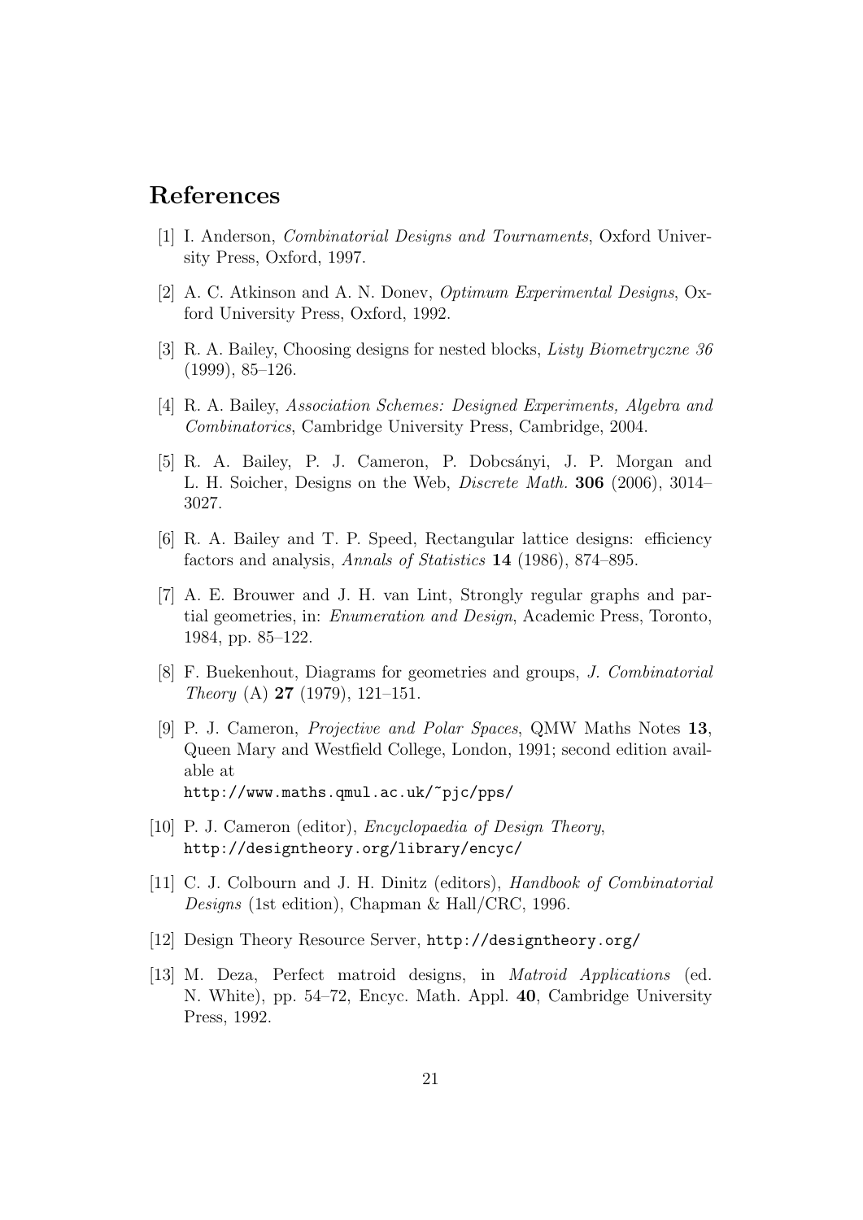# References

[1] I. Anderson, *Combinatorial Designs and Tournaments*, Oxford University Press, Oxford, 1997.

[2] A. C. Atkinson and A. N. Donev, *Optimum Experimental Designs*, Oxford University Press, Oxford, 1992.

[3] R. A. Bailey, Choosing designs for nested blocks, *Listy Biometryczne 36* (1999), 85–126.

[4] R. A. Bailey, *Association Schemes: Designed Experiments, Algebra and Combinatorics*, Cambridge University Press, Cambridge, 2004.

[5] R. A. Bailey, P. J. Cameron, P. Dobcsányi, J. P. Morgan and L. H. Soicher, Designs on the Web, *Discrete Math.* **306** (2006), 3014–3027.

[6] R. A. Bailey and T. P. Speed, Rectangular lattice designs: efficiency factors and analysis, *Annals of Statistics* **14** (1986), 874–895.

[7] A. E. Brouwer and J. H. van Lint, Strongly regular graphs and partial geometries, in: *Enumeration and Design*, Academic Press, Toronto, 1984, pp. 85–122.

[8] F. Buekenhout, Diagrams for geometries and groups, *J. Combinatorial Theory* (A) **27** (1979), 121–151.

[9] P. J. Cameron, *Projective and Polar Spaces*, QMW Maths Notes **13**, Queen Mary and Westfield College, London, 1991; second edition available at
`http://www.maths.qmul.ac.uk/~pjc/pps/`

[10] P. J. Cameron (editor), *Encyclopaedia of Design Theory*, `http://designtheory.org/library/encyc/`

[11] C. J. Colbourn and J. H. Dinitz (editors), *Handbook of Combinatorial Designs* (1st edition), Chapman & Hall/CRC, 1996.

[12] Design Theory Resource Server, `http://designtheory.org/`

[13] M. Deza, Perfect matroid designs, in *Matroid Applications* (ed. N. White), pp. 54–72, Encyc. Math. Appl. **40**, Cambridge University Press, 1992.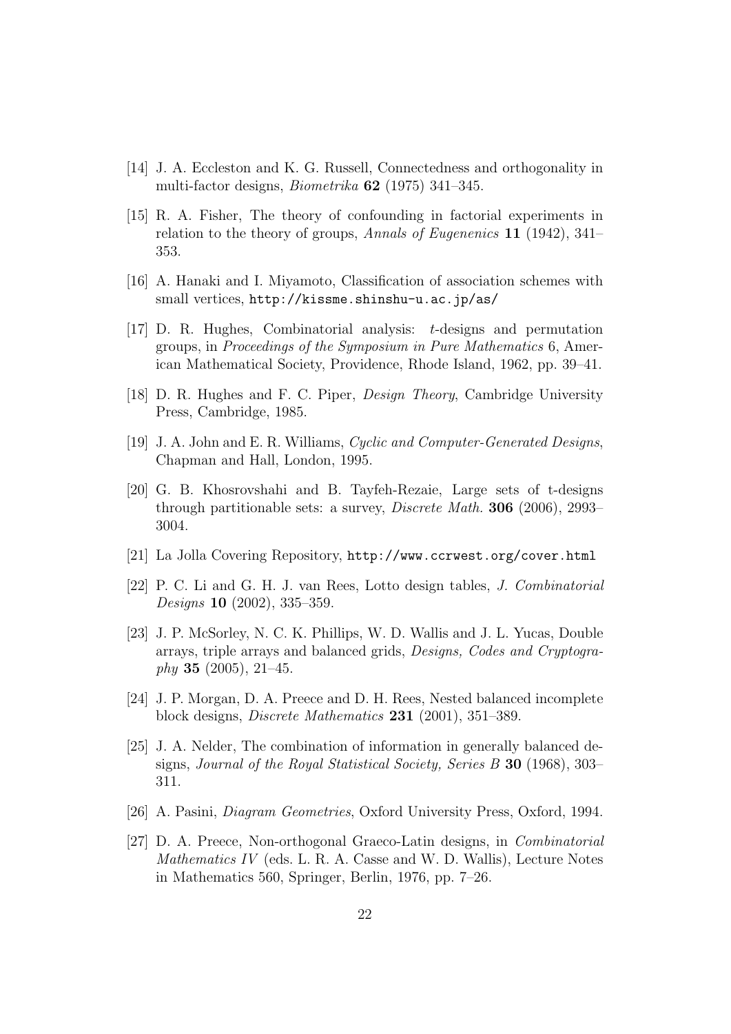[14] J. A. Eccleston and K. G. Russell, Connectedness and orthogonality in multi-factor designs, *Biometrika* **62** (1975) 341–345.

[15] R. A. Fisher, The theory of confounding in factorial experiments in relation to the theory of groups, *Annals of Eugenenics* **11** (1942), 341–353.

[16] A. Hanaki and I. Miyamoto, Classification of association schemes with small vertices, `http://kissme.shinshu-u.ac.jp/as/`

[17] D. R. Hughes, Combinatorial analysis: $t$-designs and permutation groups, in *Proceedings of the Symposium in Pure Mathematics* 6, American Mathematical Society, Providence, Rhode Island, 1962, pp. 39–41.

[18] D. R. Hughes and F. C. Piper, *Design Theory*, Cambridge University Press, Cambridge, 1985.

[19] J. A. John and E. R. Williams, *Cyclic and Computer-Generated Designs*, Chapman and Hall, London, 1995.

[20] G. B. Khosrovshahi and B. Tayfeh-Rezaie, Large sets of t-designs through partitionable sets: a survey, *Discrete Math.* **306** (2006), 2993–3004.

[21] La Jolla Covering Repository, `http://www.ccrwest.org/cover.html`

[22] P. C. Li and G. H. J. van Rees, Lotto design tables, *J. Combinatorial Designs* **10** (2002), 335–359.

[23] J. P. McSorley, N. C. K. Phillips, W. D. Wallis and J. L. Yucas, Double arrays, triple arrays and balanced grids, *Designs, Codes and Cryptography* **35** (2005), 21–45.

[24] J. P. Morgan, D. A. Preece and D. H. Rees, Nested balanced incomplete block designs, *Discrete Mathematics* **231** (2001), 351–389.

[25] J. A. Nelder, The combination of information in generally balanced designs, *Journal of the Royal Statistical Society, Series B* **30** (1968), 303–311.

[26] A. Pasini, *Diagram Geometries*, Oxford University Press, Oxford, 1994.

[27] D. A. Preece, Non-orthogonal Graeco-Latin designs, in *Combinatorial Mathematics IV* (eds. L. R. A. Casse and W. D. Wallis), Lecture Notes in Mathematics 560, Springer, Berlin, 1976, pp. 7–26.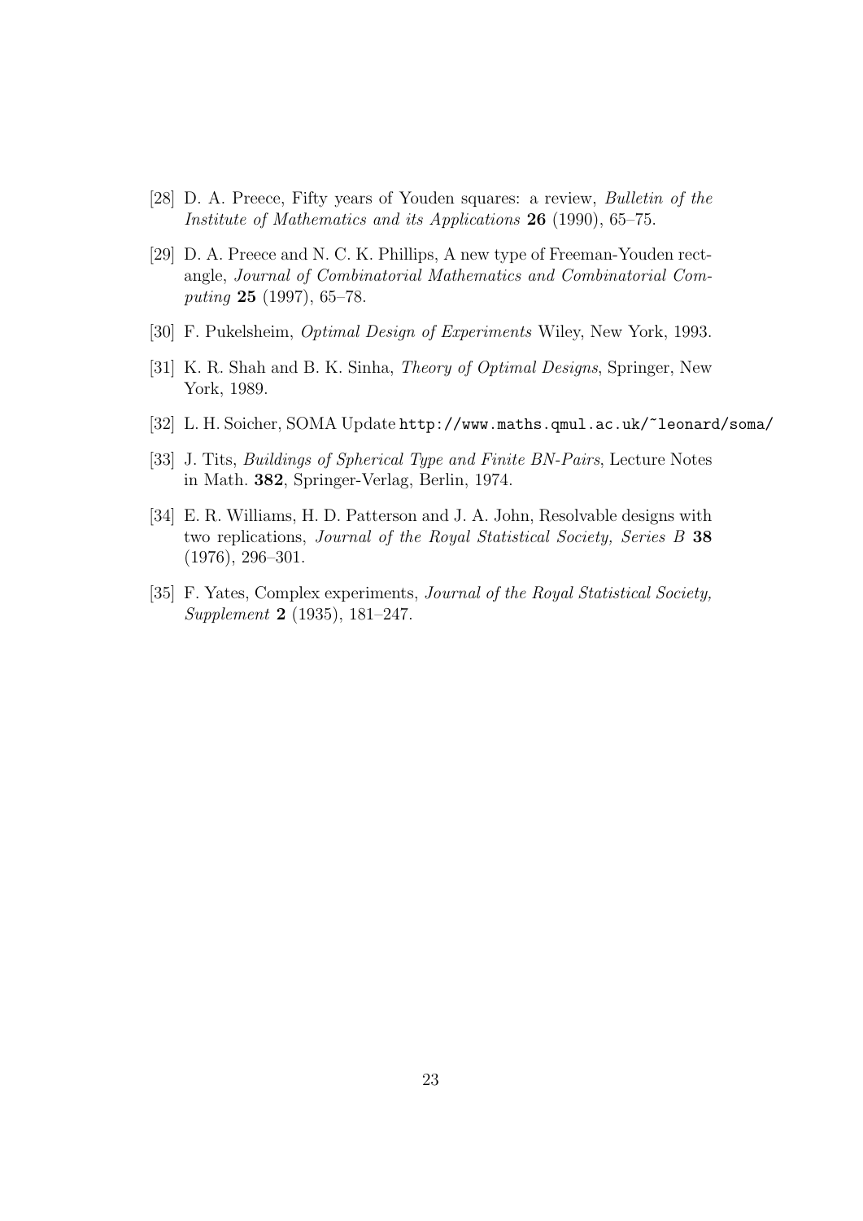[28] D. A. Preece, Fifty years of Youden squares: a review, *Bulletin of the Institute of Mathematics and its Applications* **26** (1990), 65–75.

[29] D. A. Preece and N. C. K. Phillips, A new type of Freeman-Youden rectangle, *Journal of Combinatorial Mathematics and Combinatorial Computing* **25** (1997), 65–78.

[30] F. Pukelsheim, *Optimal Design of Experiments* Wiley, New York, 1993.

[31] K. R. Shah and B. K. Sinha, *Theory of Optimal Designs*, Springer, New York, 1989.

[32] L. H. Soicher, SOMA Update `http://www.maths.qmul.ac.uk/~leonard/soma/`

[33] J. Tits, *Buildings of Spherical Type and Finite BN-Pairs*, Lecture Notes in Math. **382**, Springer-Verlag, Berlin, 1974.

[34] E. R. Williams, H. D. Patterson and J. A. John, Resolvable designs with two replications, *Journal of the Royal Statistical Society, Series B* **38** (1976), 296–301.

[35] F. Yates, Complex experiments, *Journal of the Royal Statistical Society, Supplement* **2** (1935), 181–247.